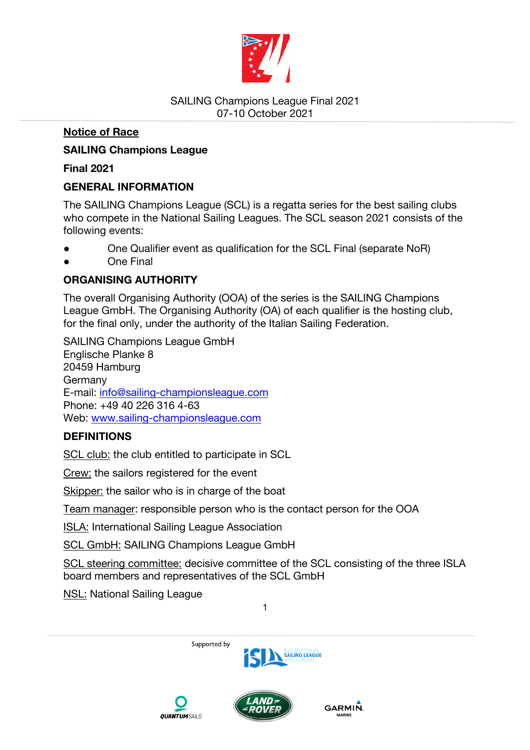SAILING Champions League Final 2021
07-10 October 2021

# Notice of Race

## SAILING Champions League

## Final 2021

## GENERAL INFORMATION

The SAILING Champions League (SCL) is a regatta series for the best sailing clubs who compete in the National Sailing Leagues. The SCL season 2021 consists of the following events:

- One Qualifier event as qualification for the SCL Final (separate NoR)
- One Final

## ORGANISING AUTHORITY

The overall Organising Authority (OOA) of the series is the SAILING Champions League GmbH. The Organising Authority (OA) of each qualifier is the hosting club, for the final only, under the authority of the Italian Sailing Federation.

SAILING Champions League GmbH
Englische Planke 8
20459 Hamburg
Germany
E-mail: info@sailing-championsleague.com
Phone: +49 40 226 316 4-63
Web: www.sailing-championsleague.com

## DEFINITIONS

SCL club: the club entitled to participate in SCL

Crew: the sailors registered for the event

Skipper: the sailor who is in charge of the boat

Team manager: responsible person who is the contact person for the OOA

ISLA: International Sailing League Association

SCL GmbH: SAILING Champions League GmbH

SCL steering committee: decisive committee of the SCL consisting of the three ISLA board members and representatives of the SCL GmbH

NSL: National Sailing League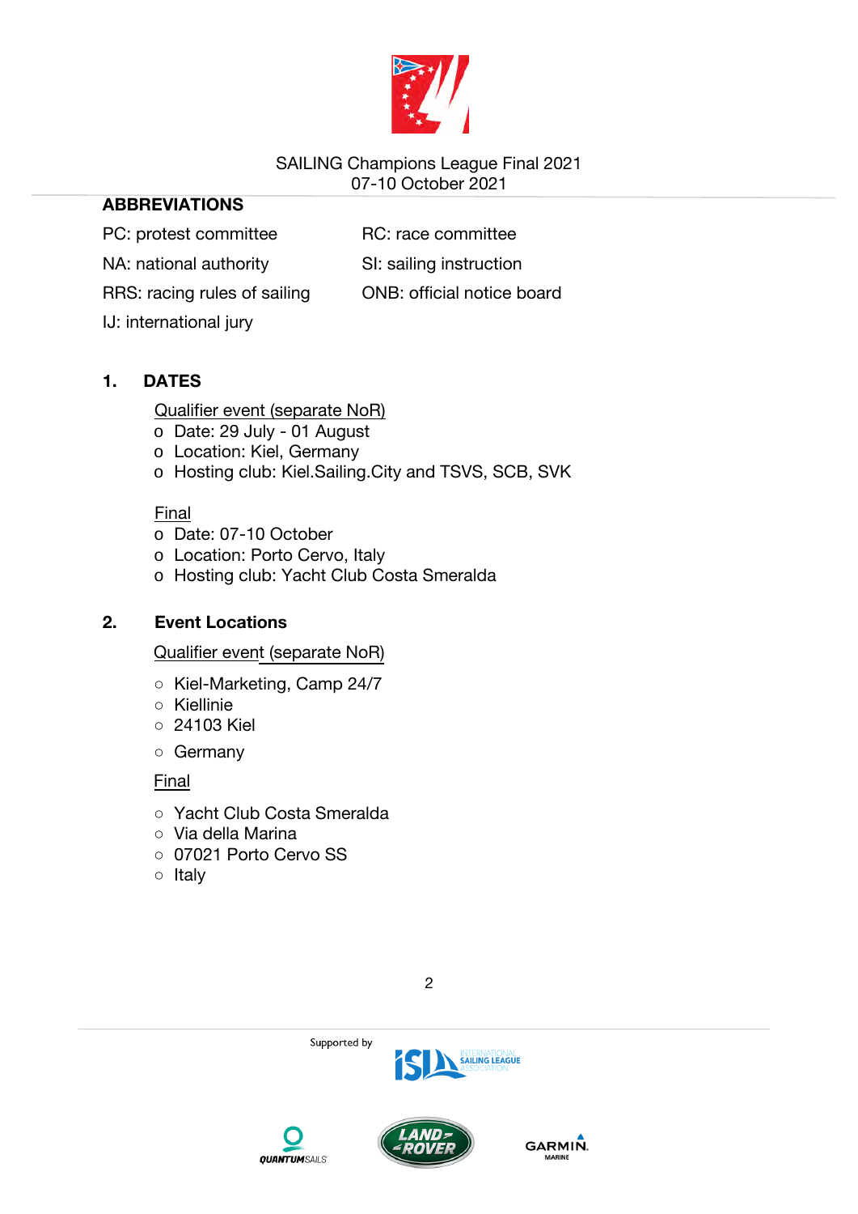SAILING Champions League Final 2021
07-10 October 2021

## ABBREVIATIONS

PC: protest committee

RC: race committee

NA: national authority

SI: sailing instruction

RRS: racing rules of sailing

ONB: official notice board

IJ: international jury

## 1. DATES

Qualifier event (separate NoR)

- Date: 29 July - 01 August
- Location: Kiel, Germany
- Hosting club: Kiel.Sailing.City and TSVS, SCB, SVK

Final

- Date: 07-10 October
- Location: Porto Cervo, Italy
- Hosting club: Yacht Club Costa Smeralda

## 2. Event Locations

Qualifier event (separate NoR)

- Kiel-Marketing, Camp 24/7
- Kiellinie
- 24103 Kiel
- Germany

Final

- Yacht Club Costa Smeralda
- Via della Marina
- 07021 Porto Cervo SS
- Italy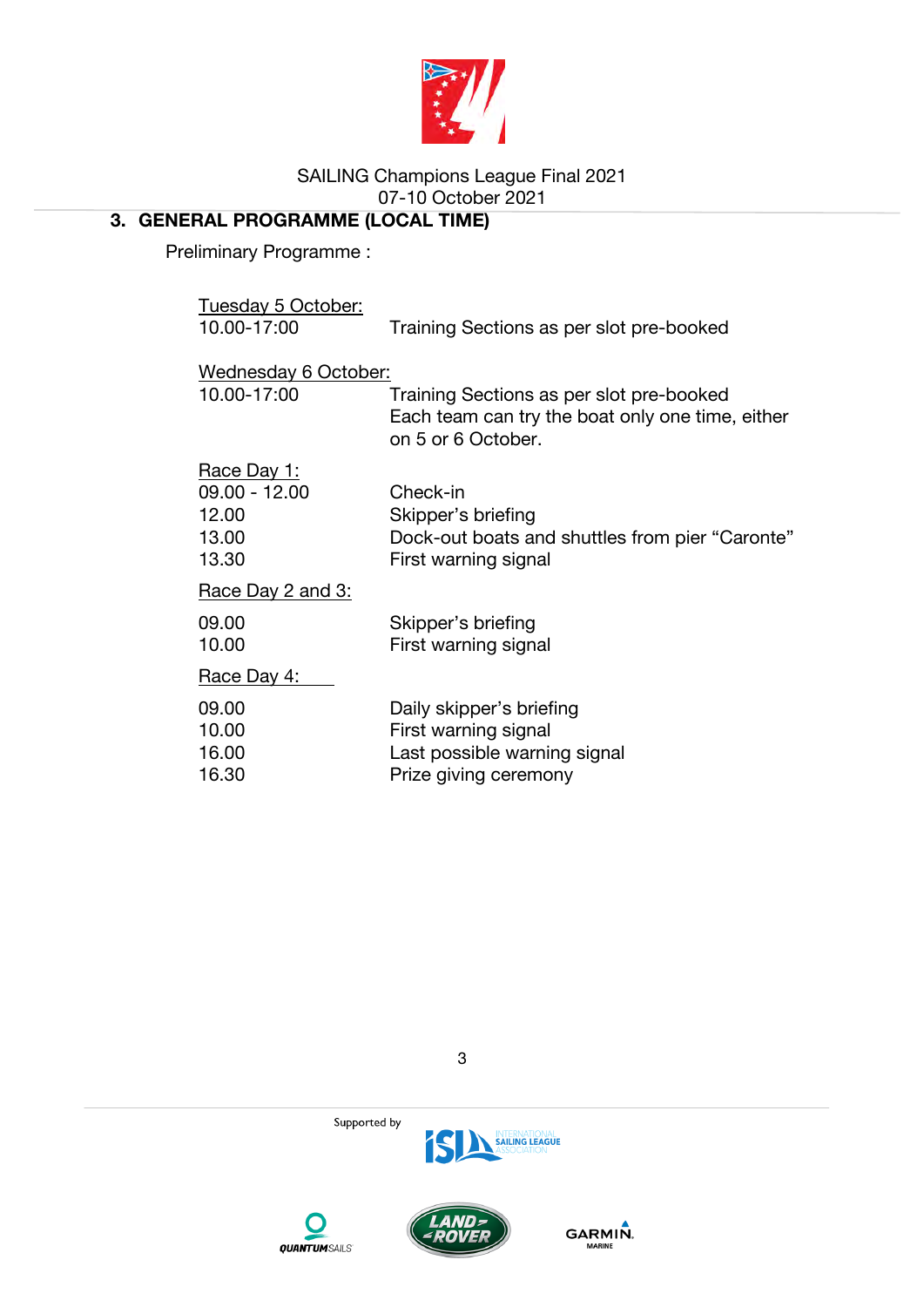## 3. GENERAL PROGRAMME (LOCAL TIME)

Preliminary Programme :

Tuesday 5 October:

| | |
|---|---|
| 10.00-17:00 | Training Sections as per slot pre-booked |

Wednesday 6 October:

| | |
|---|---|
| 10.00-17:00 | Training Sections as per slot pre-booked<br>Each team can try the boat only one time, either on 5 or 6 October. |

Race Day 1:

| | |
|---|---|
| 09.00 - 12.00 | Check-in |
| 12.00 | Skipper's briefing |
| 13.00 | Dock-out boats and shuttles from pier "Caronte" |
| 13.30 | First warning signal |

Race Day 2 and 3:

| | |
|---|---|
| 09.00 | Skipper's briefing |
| 10.00 | First warning signal |

Race Day 4:

| | |
|---|---|
| 09.00 | Daily skipper's briefing |
| 10.00 | First warning signal |
| 16.00 | Last possible warning signal |
| 16.30 | Prize giving ceremony |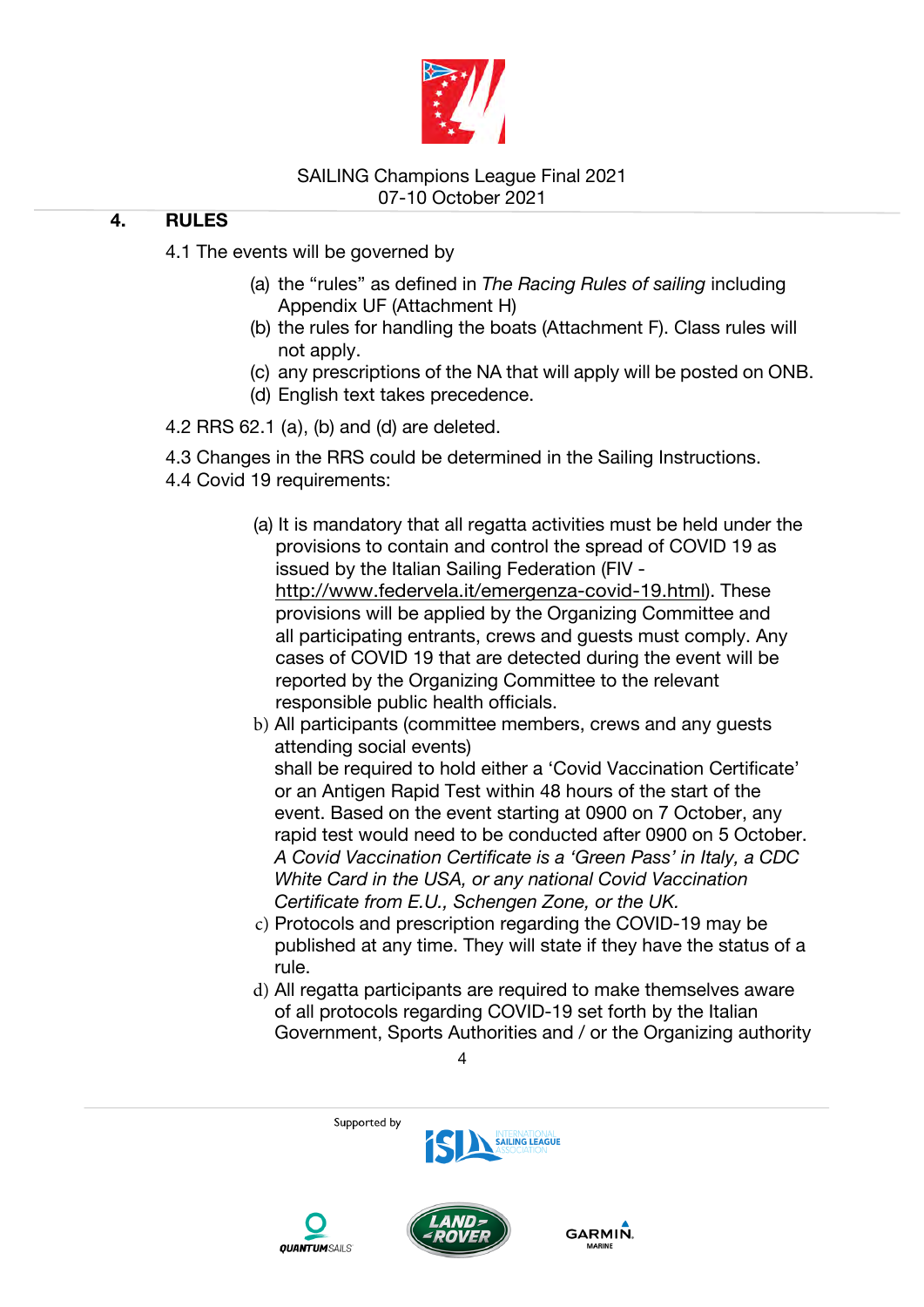## 4. RULES

4.1 The events will be governed by

(a) the “rules” as defined in *The Racing Rules of sailing* including Appendix UF (Attachment H)
(b) the rules for handling the boats (Attachment F). Class rules will not apply.
(c) any prescriptions of the NA that will apply will be posted on ONB.
(d) English text takes precedence.

4.2 RRS 62.1 (a), (b) and (d) are deleted.

4.3 Changes in the RRS could be determined in the Sailing Instructions.

4.4 Covid 19 requirements:

(a) It is mandatory that all regatta activities must be held under the provisions to contain and control the spread of COVID 19 as issued by the Italian Sailing Federation (FIV - http://www.federvela.it/emergenza-covid-19.html). These provisions will be applied by the Organizing Committee and all participating entrants, crews and guests must comply. Any cases of COVID 19 that are detected during the event will be reported by the Organizing Committee to the relevant responsible public health officials.

b) All participants (committee members, crews and any guests attending social events) shall be required to hold either a ‘Covid Vaccination Certificate’ or an Antigen Rapid Test within 48 hours of the start of the event. Based on the event starting at 0900 on 7 October, any rapid test would need to be conducted after 0900 on 5 October. *A Covid Vaccination Certificate is a ‘Green Pass’ in Italy, a CDC White Card in the USA, or any national Covid Vaccination Certificate from E.U., Schengen Zone, or the UK.*

c) Protocols and prescription regarding the COVID-19 may be published at any time. They will state if they have the status of a rule.

d) All regatta participants are required to make themselves aware of all protocols regarding COVID-19 set forth by the Italian Government, Sports Authorities and / or the Organizing authority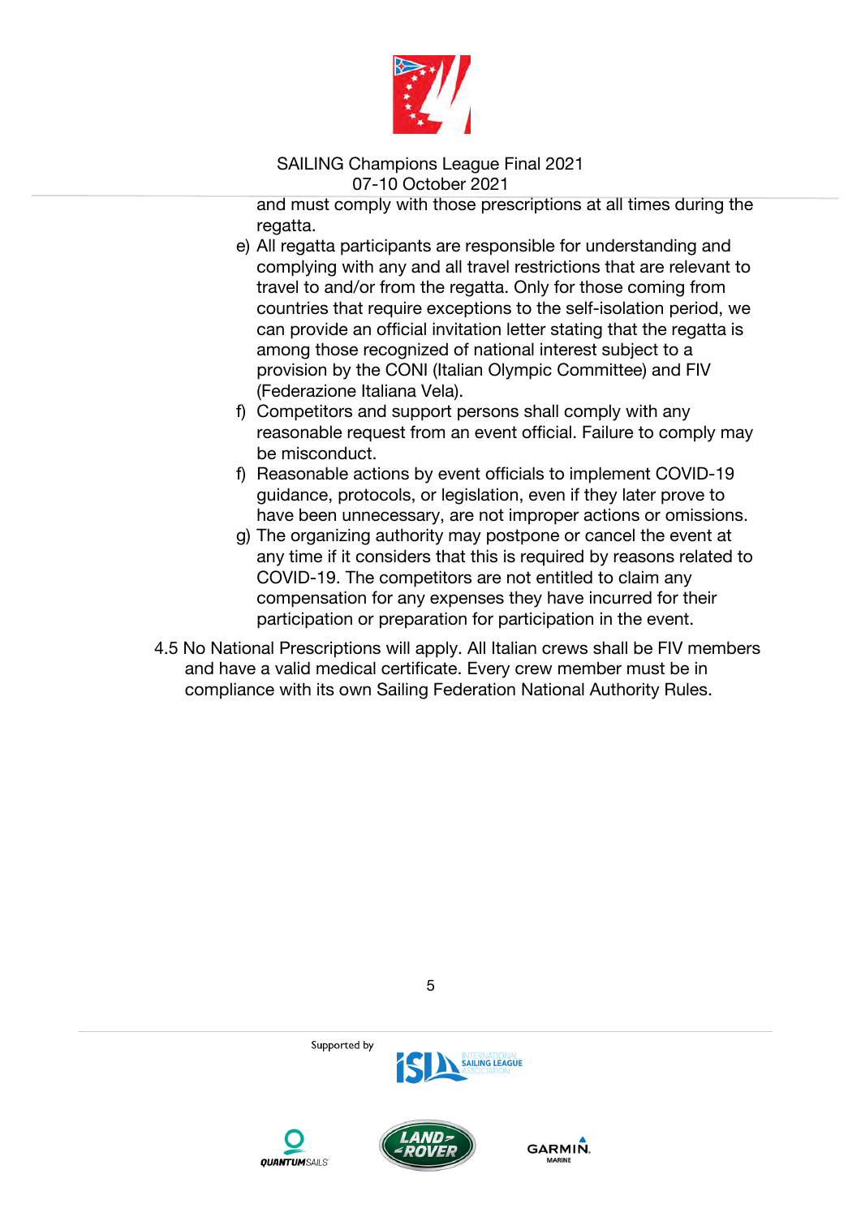and must comply with those prescriptions at all times during the regatta.

e) All regatta participants are responsible for understanding and complying with any and all travel restrictions that are relevant to travel to and/or from the regatta. Only for those coming from countries that require exceptions to the self-isolation period, we can provide an official invitation letter stating that the regatta is among those recognized of national interest subject to a provision by the CONI (Italian Olympic Committee) and FIV (Federazione Italiana Vela).

f) Competitors and support persons shall comply with any reasonable request from an event official. Failure to comply may be misconduct.

f) Reasonable actions by event officials to implement COVID-19 guidance, protocols, or legislation, even if they later prove to have been unnecessary, are not improper actions or omissions.

g) The organizing authority may postpone or cancel the event at any time if it considers that this is required by reasons related to COVID-19. The competitors are not entitled to claim any compensation for any expenses they have incurred for their participation or preparation for participation in the event.

4.5 No National Prescriptions will apply. All Italian crews shall be FIV members and have a valid medical certificate. Every crew member must be in compliance with its own Sailing Federation National Authority Rules.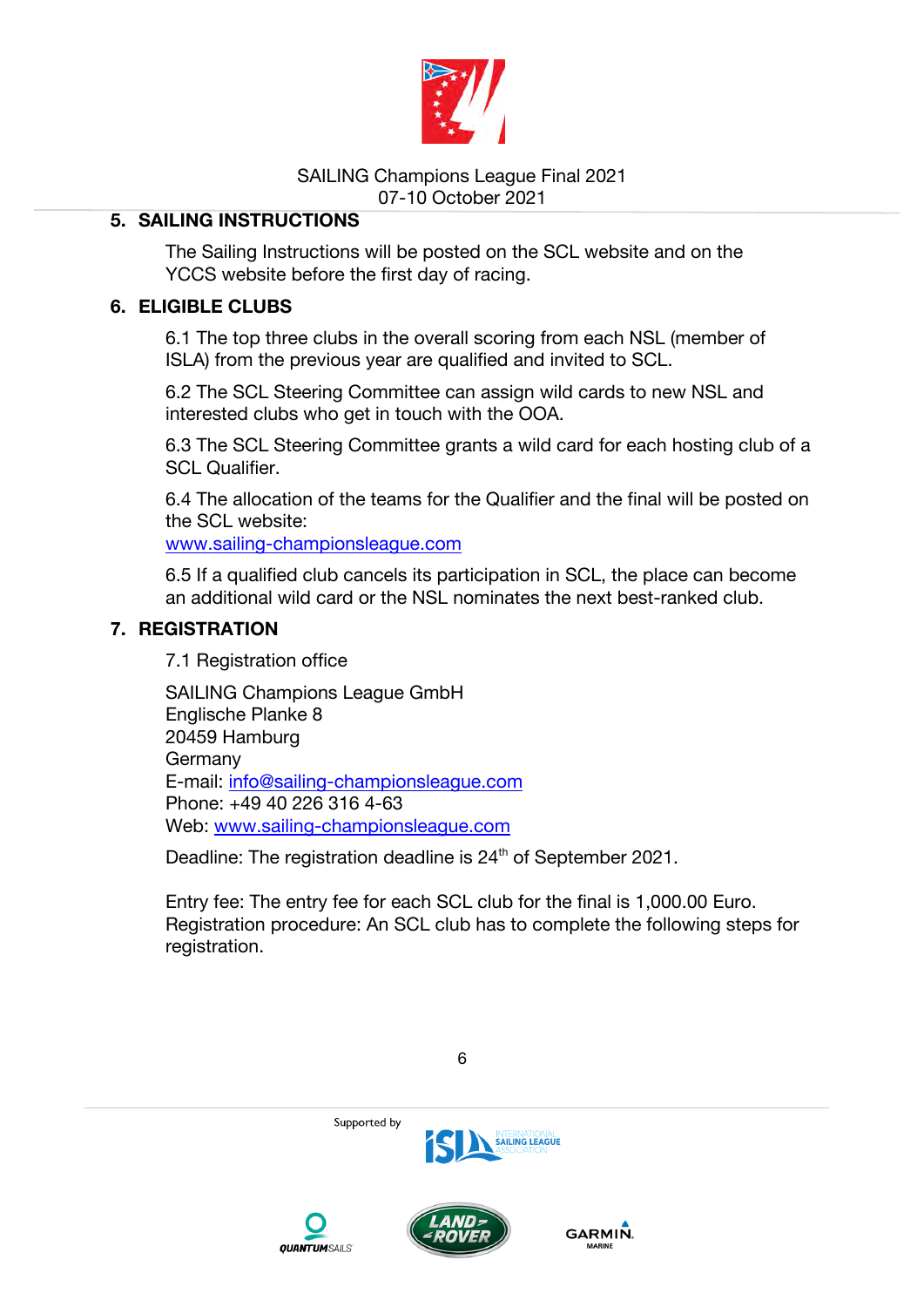## 5. SAILING INSTRUCTIONS

The Sailing Instructions will be posted on the SCL website and on the YCCS website before the first day of racing.

## 6. ELIGIBLE CLUBS

6.1 The top three clubs in the overall scoring from each NSL (member of ISLA) from the previous year are qualified and invited to SCL.

6.2 The SCL Steering Committee can assign wild cards to new NSL and interested clubs who get in touch with the OOA.

6.3 The SCL Steering Committee grants a wild card for each hosting club of a SCL Qualifier.

6.4 The allocation of the teams for the Qualifier and the final will be posted on the SCL website:
www.sailing-championsleague.com

6.5 If a qualified club cancels its participation in SCL, the place can become an additional wild card or the NSL nominates the next best-ranked club.

## 7. REGISTRATION

7.1 Registration office

SAILING Champions League GmbH
Englische Planke 8
20459 Hamburg
Germany
E-mail: info@sailing-championsleague.com
Phone: +49 40 226 316 4-63
Web: www.sailing-championsleague.com

Deadline: The registration deadline is 24th of September 2021.

Entry fee: The entry fee for each SCL club for the final is 1,000.00 Euro.
Registration procedure: An SCL club has to complete the following steps for registration.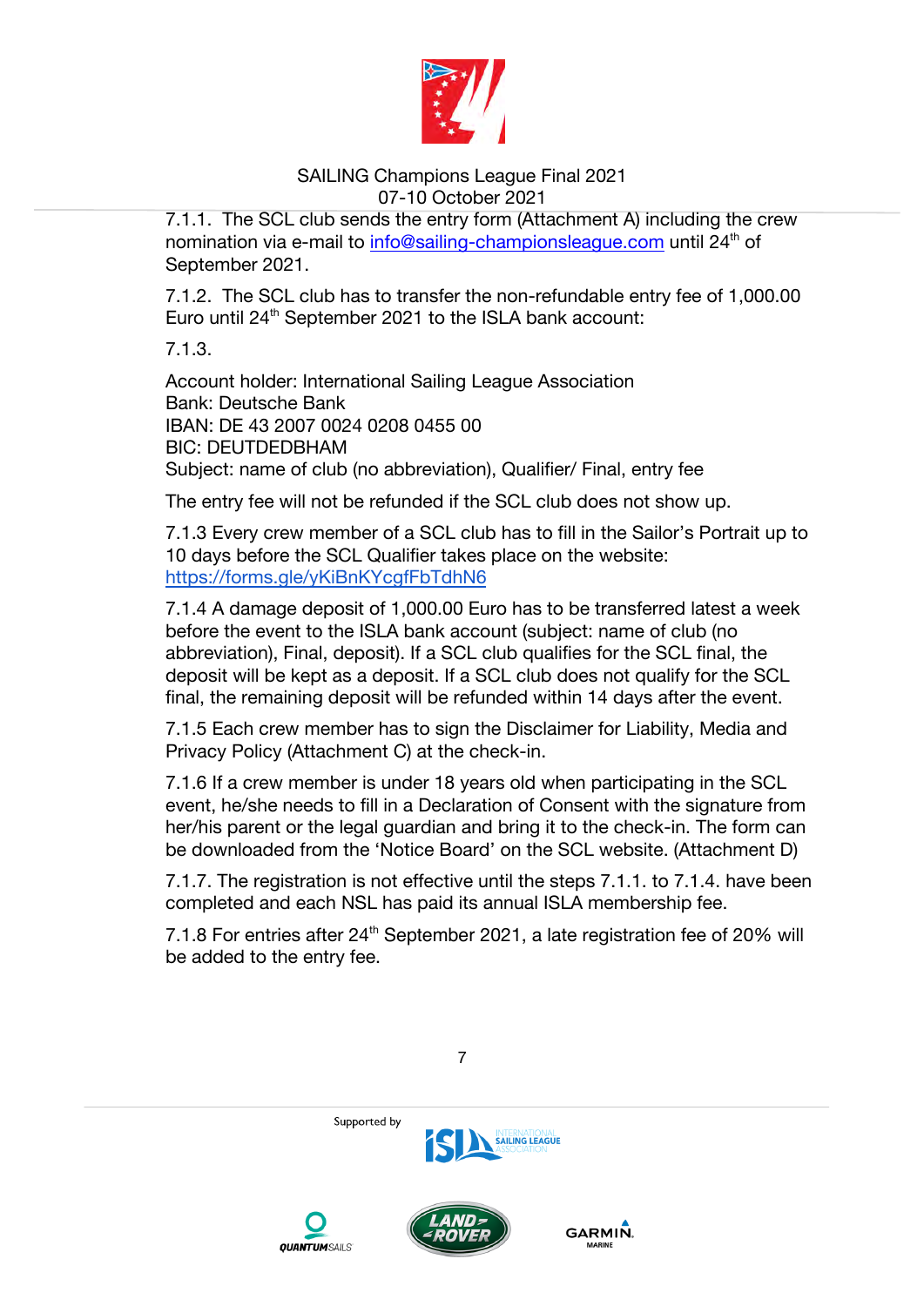7.1.1. The SCL club sends the entry form (Attachment A) including the crew nomination via e-mail to info@sailing-championsleague.com until 24th of September 2021.

7.1.2. The SCL club has to transfer the non-refundable entry fee of 1,000.00 Euro until 24th September 2021 to the ISLA bank account:

7.1.3.

Account holder: International Sailing League Association
Bank: Deutsche Bank
IBAN: DE 43 2007 0024 0208 0455 00
BIC: DEUTDEDBHAM
Subject: name of club (no abbreviation), Qualifier/ Final, entry fee

The entry fee will not be refunded if the SCL club does not show up.

7.1.3 Every crew member of a SCL club has to fill in the Sailor's Portrait up to 10 days before the SCL Qualifier takes place on the website: https://forms.gle/yKiBnKYcgfFbTdhN6

7.1.4 A damage deposit of 1,000.00 Euro has to be transferred latest a week before the event to the ISLA bank account (subject: name of club (no abbreviation), Final, deposit). If a SCL club qualifies for the SCL final, the deposit will be kept as a deposit. If a SCL club does not qualify for the SCL final, the remaining deposit will be refunded within 14 days after the event.

7.1.5 Each crew member has to sign the Disclaimer for Liability, Media and Privacy Policy (Attachment C) at the check-in.

7.1.6 If a crew member is under 18 years old when participating in the SCL event, he/she needs to fill in a Declaration of Consent with the signature from her/his parent or the legal guardian and bring it to the check-in. The form can be downloaded from the 'Notice Board' on the SCL website. (Attachment D)

7.1.7. The registration is not effective until the steps 7.1.1. to 7.1.4. have been completed and each NSL has paid its annual ISLA membership fee.

7.1.8 For entries after 24th September 2021, a late registration fee of 20% will be added to the entry fee.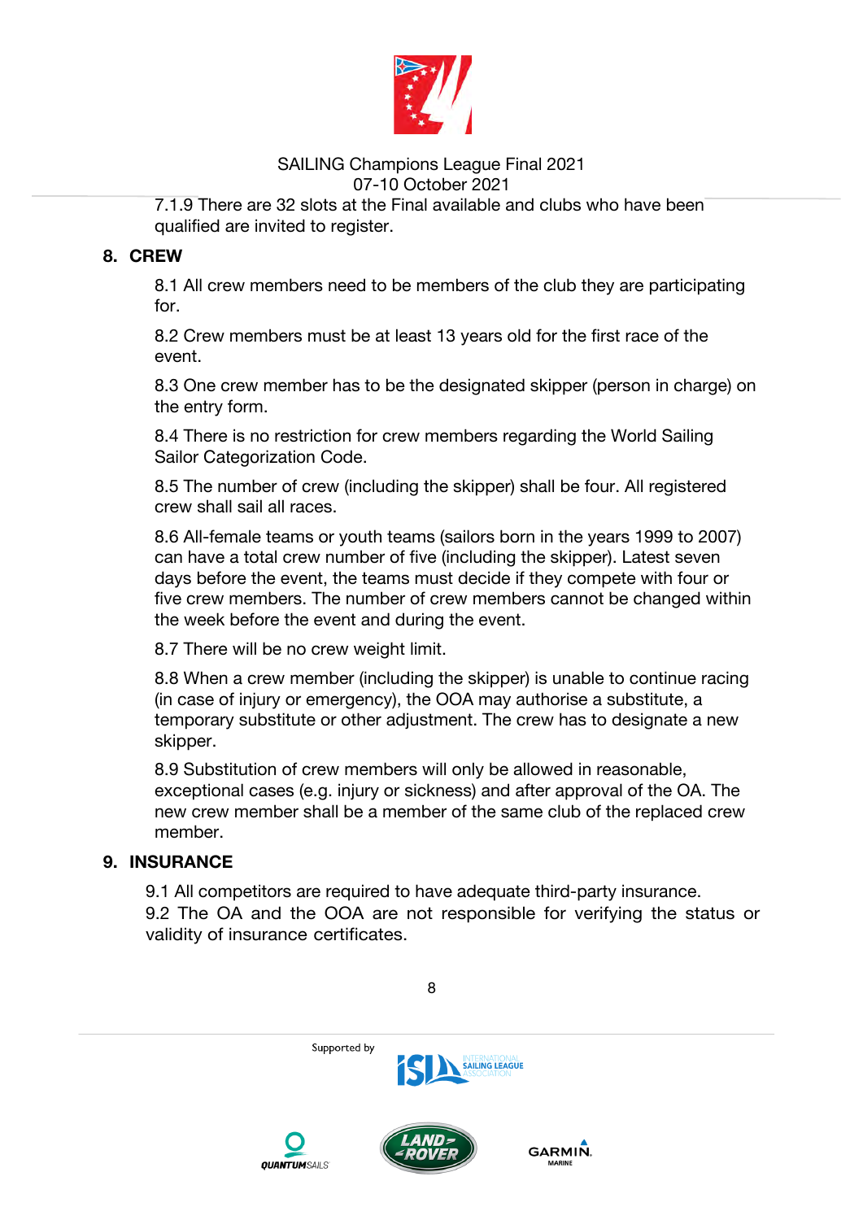7.1.9 There are 32 slots at the Final available and clubs who have been qualified are invited to register.

## 8. CREW

8.1 All crew members need to be members of the club they are participating for.

8.2 Crew members must be at least 13 years old for the first race of the event.

8.3 One crew member has to be the designated skipper (person in charge) on the entry form.

8.4 There is no restriction for crew members regarding the World Sailing Sailor Categorization Code.

8.5 The number of crew (including the skipper) shall be four. All registered crew shall sail all races.

8.6 All-female teams or youth teams (sailors born in the years 1999 to 2007) can have a total crew number of five (including the skipper). Latest seven days before the event, the teams must decide if they compete with four or five crew members. The number of crew members cannot be changed within the week before the event and during the event.

8.7 There will be no crew weight limit.

8.8 When a crew member (including the skipper) is unable to continue racing (in case of injury or emergency), the OOA may authorise a substitute, a temporary substitute or other adjustment. The crew has to designate a new skipper.

8.9 Substitution of crew members will only be allowed in reasonable, exceptional cases (e.g. injury or sickness) and after approval of the OA. The new crew member shall be a member of the same club of the replaced crew member.

## 9. INSURANCE

9.1 All competitors are required to have adequate third-party insurance.
9.2 The OA and the OOA are not responsible for verifying the status or validity of insurance certificates.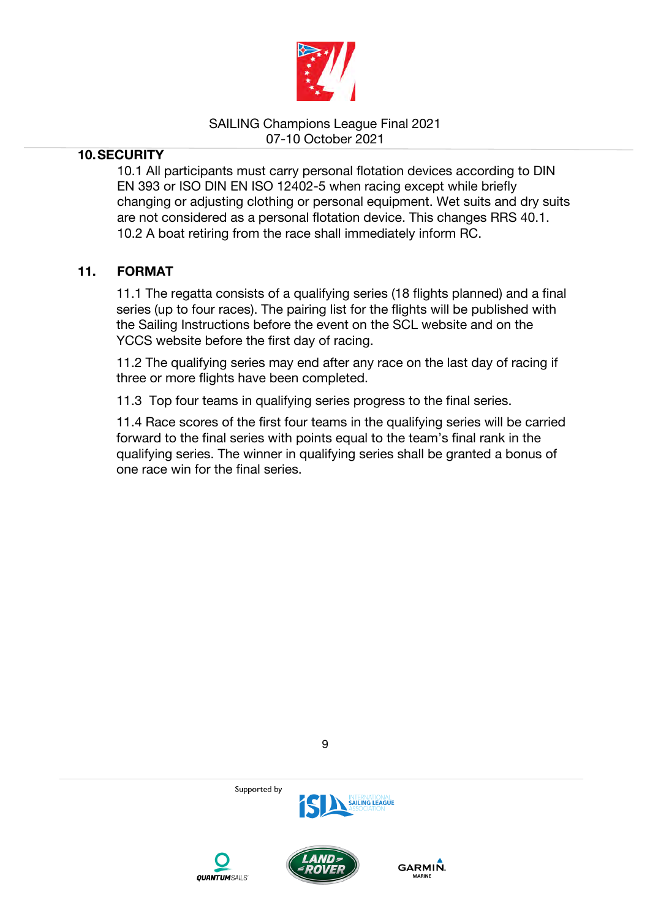## 10. SECURITY

10.1 All participants must carry personal flotation devices according to DIN EN 393 or ISO DIN EN ISO 12402-5 when racing except while briefly changing or adjusting clothing or personal equipment. Wet suits and dry suits are not considered as a personal flotation device. This changes RRS 40.1.
10.2 A boat retiring from the race shall immediately inform RC.

## 11. FORMAT

11.1 The regatta consists of a qualifying series (18 flights planned) and a final series (up to four races). The pairing list for the flights will be published with the Sailing Instructions before the event on the SCL website and on the YCCS website before the first day of racing.

11.2 The qualifying series may end after any race on the last day of racing if three or more flights have been completed.

11.3 Top four teams in qualifying series progress to the final series.

11.4 Race scores of the first four teams in the qualifying series will be carried forward to the final series with points equal to the team's final rank in the qualifying series. The winner in qualifying series shall be granted a bonus of one race win for the final series.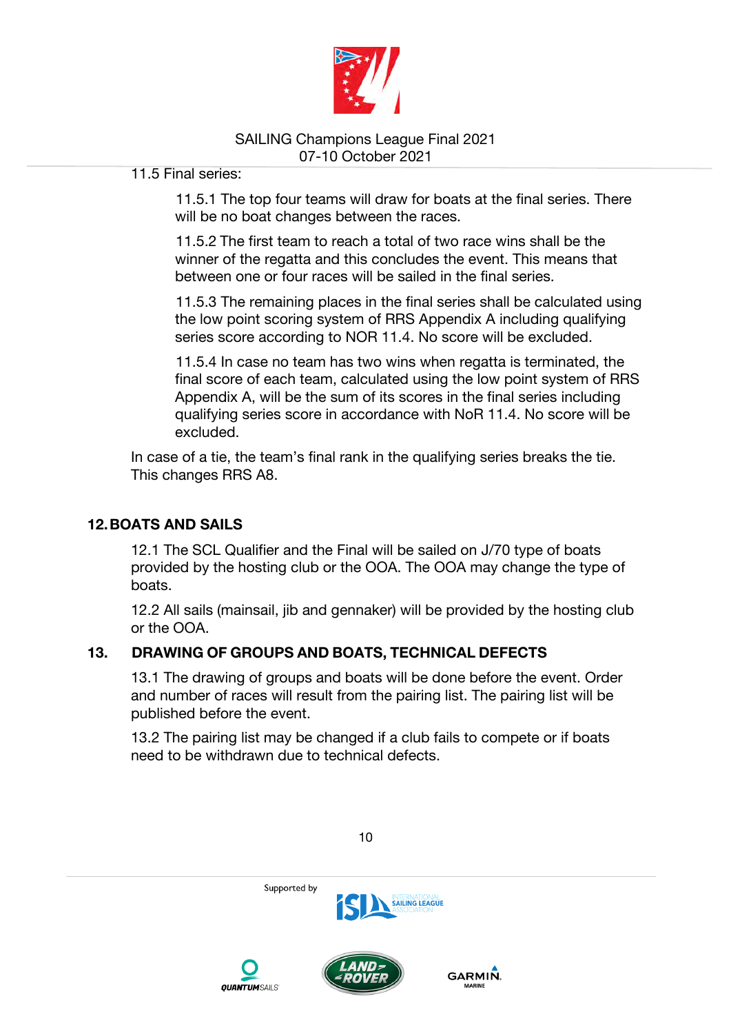11.5 Final series:

11.5.1 The top four teams will draw for boats at the final series. There will be no boat changes between the races.

11.5.2 The first team to reach a total of two race wins shall be the winner of the regatta and this concludes the event. This means that between one or four races will be sailed in the final series.

11.5.3 The remaining places in the final series shall be calculated using the low point scoring system of RRS Appendix A including qualifying series score according to NOR 11.4. No score will be excluded.

11.5.4 In case no team has two wins when regatta is terminated, the final score of each team, calculated using the low point system of RRS Appendix A, will be the sum of its scores in the final series including qualifying series score in accordance with NoR 11.4. No score will be excluded.

In case of a tie, the team's final rank in the qualifying series breaks the tie. This changes RRS A8.

## 12. BOATS AND SAILS

12.1 The SCL Qualifier and the Final will be sailed on J/70 type of boats provided by the hosting club or the OOA. The OOA may change the type of boats.

12.2 All sails (mainsail, jib and gennaker) will be provided by the hosting club or the OOA.

## 13. DRAWING OF GROUPS AND BOATS, TECHNICAL DEFECTS

13.1 The drawing of groups and boats will be done before the event. Order and number of races will result from the pairing list. The pairing list will be published before the event.

13.2 The pairing list may be changed if a club fails to compete or if boats need to be withdrawn due to technical defects.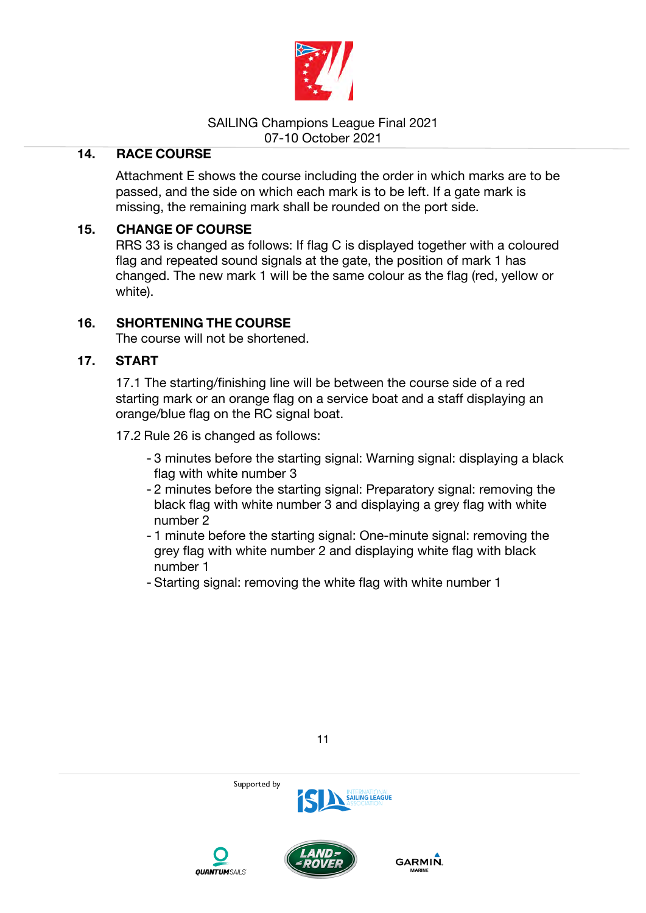## 14. RACE COURSE

Attachment E shows the course including the order in which marks are to be passed, and the side on which each mark is to be left. If a gate mark is missing, the remaining mark shall be rounded on the port side.

## 15. CHANGE OF COURSE

RRS 33 is changed as follows: If flag C is displayed together with a coloured flag and repeated sound signals at the gate, the position of mark 1 has changed. The new mark 1 will be the same colour as the flag (red, yellow or white).

## 16. SHORTENING THE COURSE

The course will not be shortened.

## 17. START

17.1 The starting/finishing line will be between the course side of a red starting mark or an orange flag on a service boat and a staff displaying an orange/blue flag on the RC signal boat.

17.2 Rule 26 is changed as follows:

- 3 minutes before the starting signal: Warning signal: displaying a black flag with white number 3
- 2 minutes before the starting signal: Preparatory signal: removing the black flag with white number 3 and displaying a grey flag with white number 2
- 1 minute before the starting signal: One-minute signal: removing the grey flag with white number 2 and displaying white flag with black number 1
- Starting signal: removing the white flag with white number 1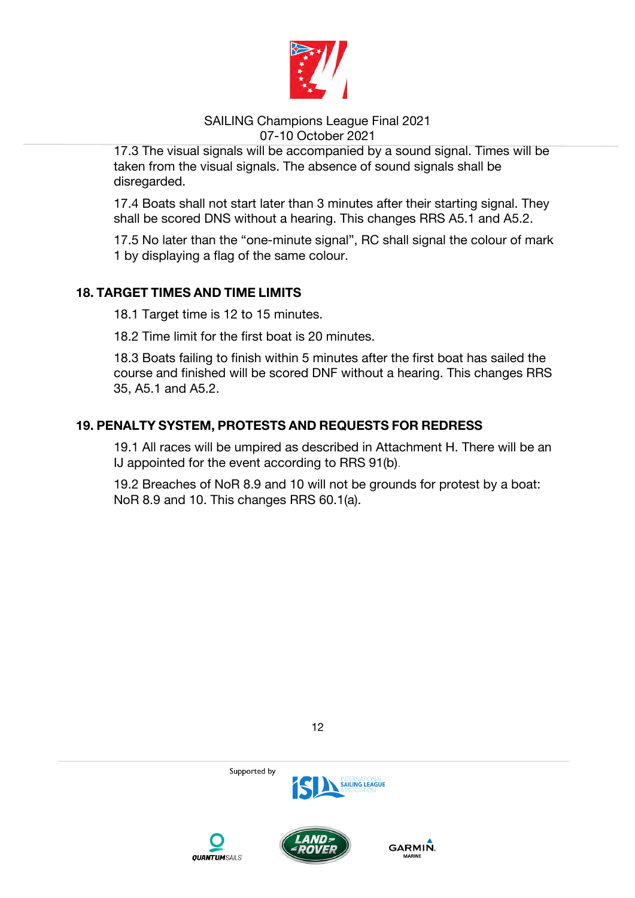17.3 The visual signals will be accompanied by a sound signal. Times will be taken from the visual signals. The absence of sound signals shall be disregarded.

17.4 Boats shall not start later than 3 minutes after their starting signal. They shall be scored DNS without a hearing. This changes RRS A5.1 and A5.2.

17.5 No later than the “one-minute signal”, RC shall signal the colour of mark 1 by displaying a flag of the same colour.

## 18. TARGET TIMES AND TIME LIMITS

18.1 Target time is 12 to 15 minutes.

18.2 Time limit for the first boat is 20 minutes.

18.3 Boats failing to finish within 5 minutes after the first boat has sailed the course and finished will be scored DNF without a hearing. This changes RRS 35, A5.1 and A5.2.

## 19. PENALTY SYSTEM, PROTESTS AND REQUESTS FOR REDRESS

19.1 All races will be umpired as described in Attachment H. There will be an IJ appointed for the event according to RRS 91(b).

19.2 Breaches of NoR 8.9 and 10 will not be grounds for protest by a boat: NoR 8.9 and 10. This changes RRS 60.1(a).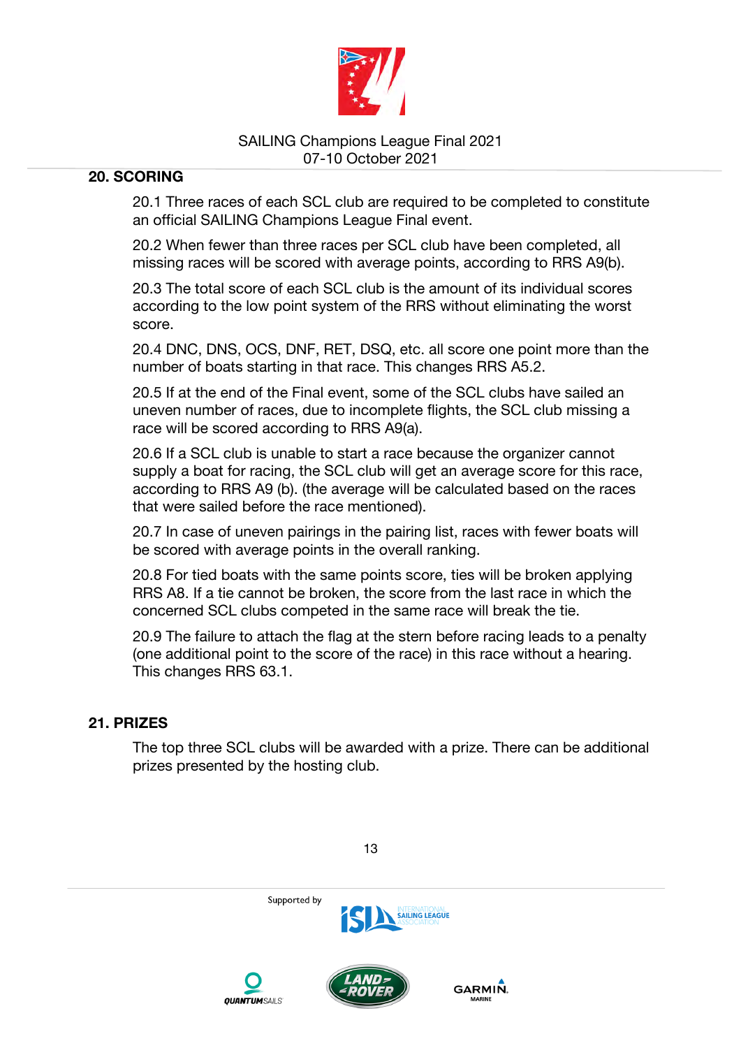## 20. SCORING

20.1 Three races of each SCL club are required to be completed to constitute an official SAILING Champions League Final event.

20.2 When fewer than three races per SCL club have been completed, all missing races will be scored with average points, according to RRS A9(b).

20.3 The total score of each SCL club is the amount of its individual scores according to the low point system of the RRS without eliminating the worst score.

20.4 DNC, DNS, OCS, DNF, RET, DSQ, etc. all score one point more than the number of boats starting in that race. This changes RRS A5.2.

20.5 If at the end of the Final event, some of the SCL clubs have sailed an uneven number of races, due to incomplete flights, the SCL club missing a race will be scored according to RRS A9(a).

20.6 If a SCL club is unable to start a race because the organizer cannot supply a boat for racing, the SCL club will get an average score for this race, according to RRS A9 (b). (the average will be calculated based on the races that were sailed before the race mentioned).

20.7 In case of uneven pairings in the pairing list, races with fewer boats will be scored with average points in the overall ranking.

20.8 For tied boats with the same points score, ties will be broken applying RRS A8. If a tie cannot be broken, the score from the last race in which the concerned SCL clubs competed in the same race will break the tie.

20.9 The failure to attach the flag at the stern before racing leads to a penalty (one additional point to the score of the race) in this race without a hearing. This changes RRS 63.1.

## 21. PRIZES

The top three SCL clubs will be awarded with a prize. There can be additional prizes presented by the hosting club.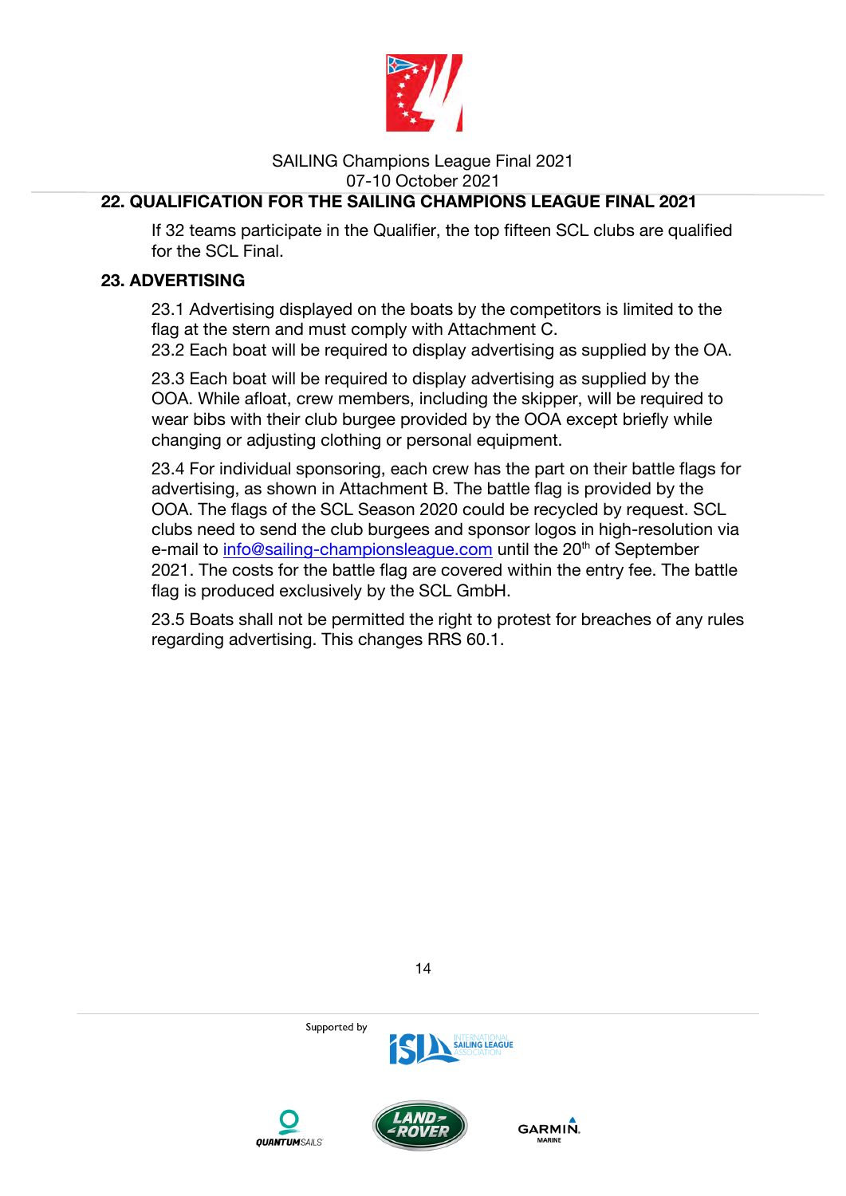## 22. QUALIFICATION FOR THE SAILING CHAMPIONS LEAGUE FINAL 2021

If 32 teams participate in the Qualifier, the top fifteen SCL clubs are qualified for the SCL Final.

## 23. ADVERTISING

23.1 Advertising displayed on the boats by the competitors is limited to the flag at the stern and must comply with Attachment C.
23.2 Each boat will be required to display advertising as supplied by the OA.

23.3 Each boat will be required to display advertising as supplied by the OOA. While afloat, crew members, including the skipper, will be required to wear bibs with their club burgee provided by the OOA except briefly while changing or adjusting clothing or personal equipment.

23.4 For individual sponsoring, each crew has the part on their battle flags for advertising, as shown in Attachment B. The battle flag is provided by the OOA. The flags of the SCL Season 2020 could be recycled by request. SCL clubs need to send the club burgees and sponsor logos in high-resolution via e-mail to info@sailing-championsleague.com until the 20th of September 2021. The costs for the battle flag are covered within the entry fee. The battle flag is produced exclusively by the SCL GmbH.

23.5 Boats shall not be permitted the right to protest for breaches of any rules regarding advertising. This changes RRS 60.1.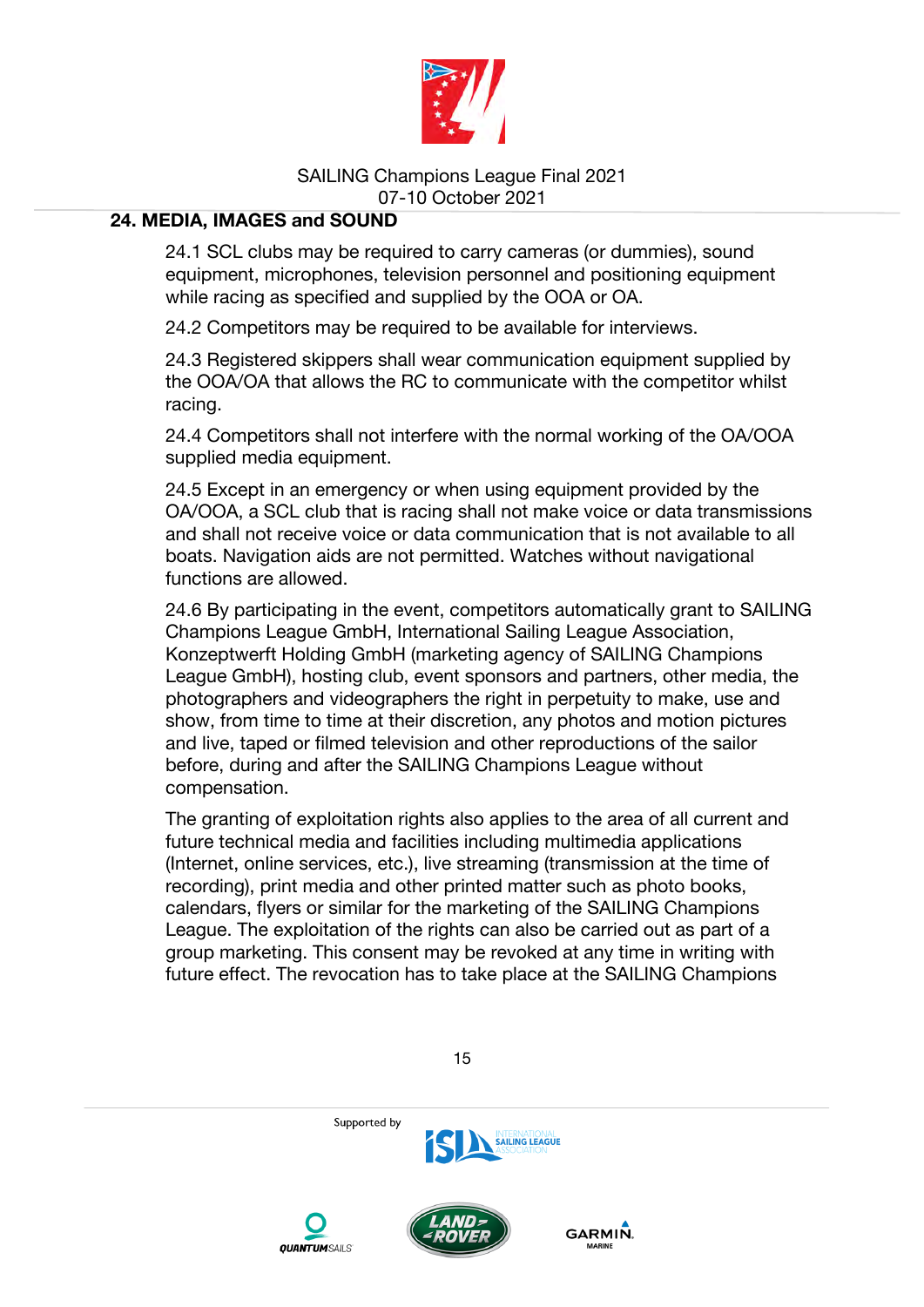## 24. MEDIA, IMAGES and SOUND

24.1 SCL clubs may be required to carry cameras (or dummies), sound equipment, microphones, television personnel and positioning equipment while racing as specified and supplied by the OOA or OA.

24.2 Competitors may be required to be available for interviews.

24.3 Registered skippers shall wear communication equipment supplied by the OOA/OA that allows the RC to communicate with the competitor whilst racing.

24.4 Competitors shall not interfere with the normal working of the OA/OOA supplied media equipment.

24.5 Except in an emergency or when using equipment provided by the OA/OOA, a SCL club that is racing shall not make voice or data transmissions and shall not receive voice or data communication that is not available to all boats. Navigation aids are not permitted. Watches without navigational functions are allowed.

24.6 By participating in the event, competitors automatically grant to SAILING Champions League GmbH, International Sailing League Association, Konzeptwerft Holding GmbH (marketing agency of SAILING Champions League GmbH), hosting club, event sponsors and partners, other media, the photographers and videographers the right in perpetuity to make, use and show, from time to time at their discretion, any photos and motion pictures and live, taped or filmed television and other reproductions of the sailor before, during and after the SAILING Champions League without compensation.

The granting of exploitation rights also applies to the area of all current and future technical media and facilities including multimedia applications (Internet, online services, etc.), live streaming (transmission at the time of recording), print media and other printed matter such as photo books, calendars, flyers or similar for the marketing of the SAILING Champions League. The exploitation of the rights can also be carried out as part of a group marketing. This consent may be revoked at any time in writing with future effect. The revocation has to take place at the SAILING Champions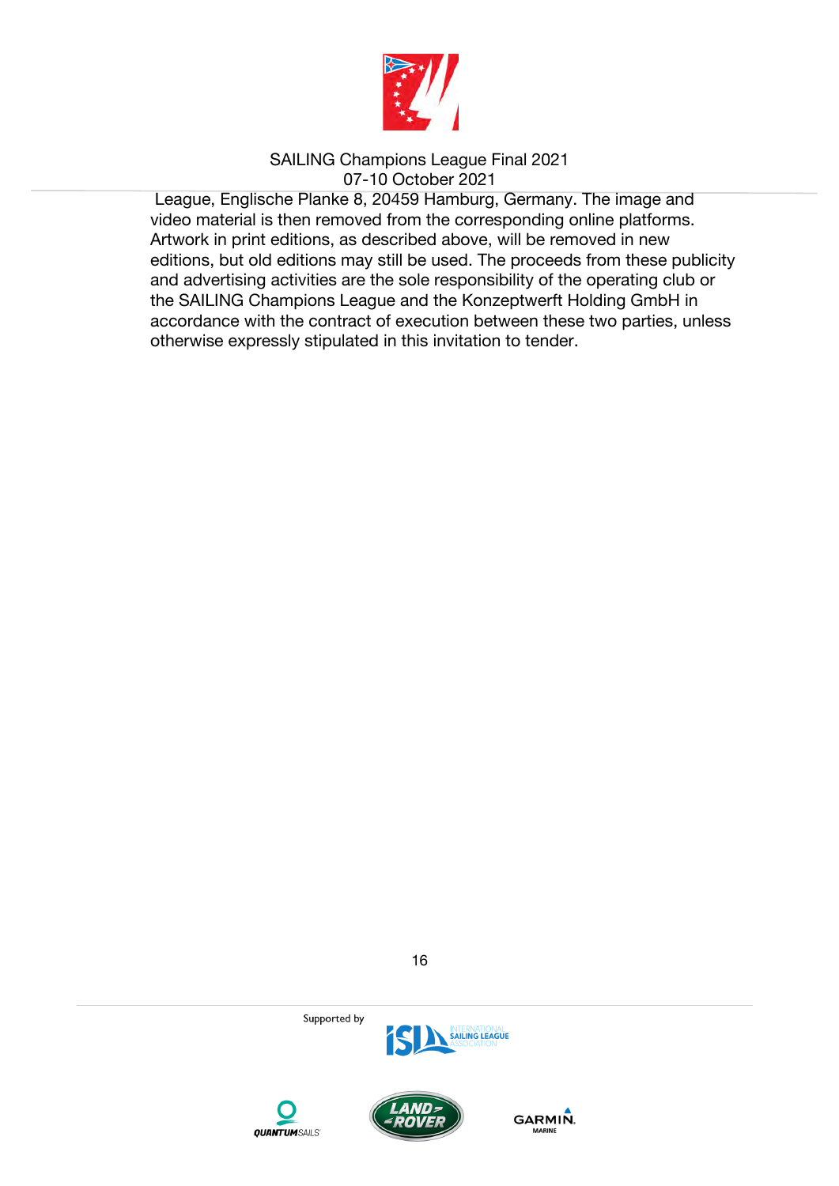League, Englische Planke 8, 20459 Hamburg, Germany. The image and video material is then removed from the corresponding online platforms. Artwork in print editions, as described above, will be removed in new editions, but old editions may still be used. The proceeds from these publicity and advertising activities are the sole responsibility of the operating club or the SAILING Champions League and the Konzeptwerft Holding GmbH in accordance with the contract of execution between these two parties, unless otherwise expressly stipulated in this invitation to tender.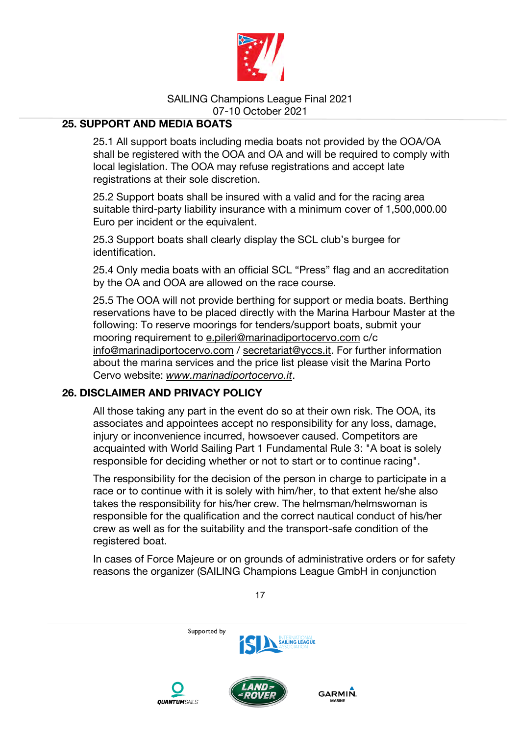## 25. SUPPORT AND MEDIA BOATS

25.1 All support boats including media boats not provided by the OOA/OA shall be registered with the OOA and OA and will be required to comply with local legislation. The OOA may refuse registrations and accept late registrations at their sole discretion.

25.2 Support boats shall be insured with a valid and for the racing area suitable third-party liability insurance with a minimum cover of 1,500,000.00 Euro per incident or the equivalent.

25.3 Support boats shall clearly display the SCL club's burgee for identification.

25.4 Only media boats with an official SCL "Press" flag and an accreditation by the OA and OOA are allowed on the race course.

25.5 The OOA will not provide berthing for support or media boats. Berthing reservations have to be placed directly with the Marina Harbour Master at the following: To reserve moorings for tenders/support boats, submit your mooring requirement to e.pileri@marinadiportocervo.com c/c info@marinadiportocervo.com / secretariat@yccs.it. For further information about the marina services and the price list please visit the Marina Porto Cervo website: *www.marinadiportocervo.it*.

## 26. DISCLAIMER AND PRIVACY POLICY

All those taking any part in the event do so at their own risk. The OOA, its associates and appointees accept no responsibility for any loss, damage, injury or inconvenience incurred, howsoever caused. Competitors are acquainted with World Sailing Part 1 Fundamental Rule 3: "A boat is solely responsible for deciding whether or not to start or to continue racing".

The responsibility for the decision of the person in charge to participate in a race or to continue with it is solely with him/her, to that extent he/she also takes the responsibility for his/her crew. The helmsman/helmswoman is responsible for the qualification and the correct nautical conduct of his/her crew as well as for the suitability and the transport-safe condition of the registered boat.

In cases of Force Majeure or on grounds of administrative orders or for safety reasons the organizer (SAILING Champions League GmbH in conjunction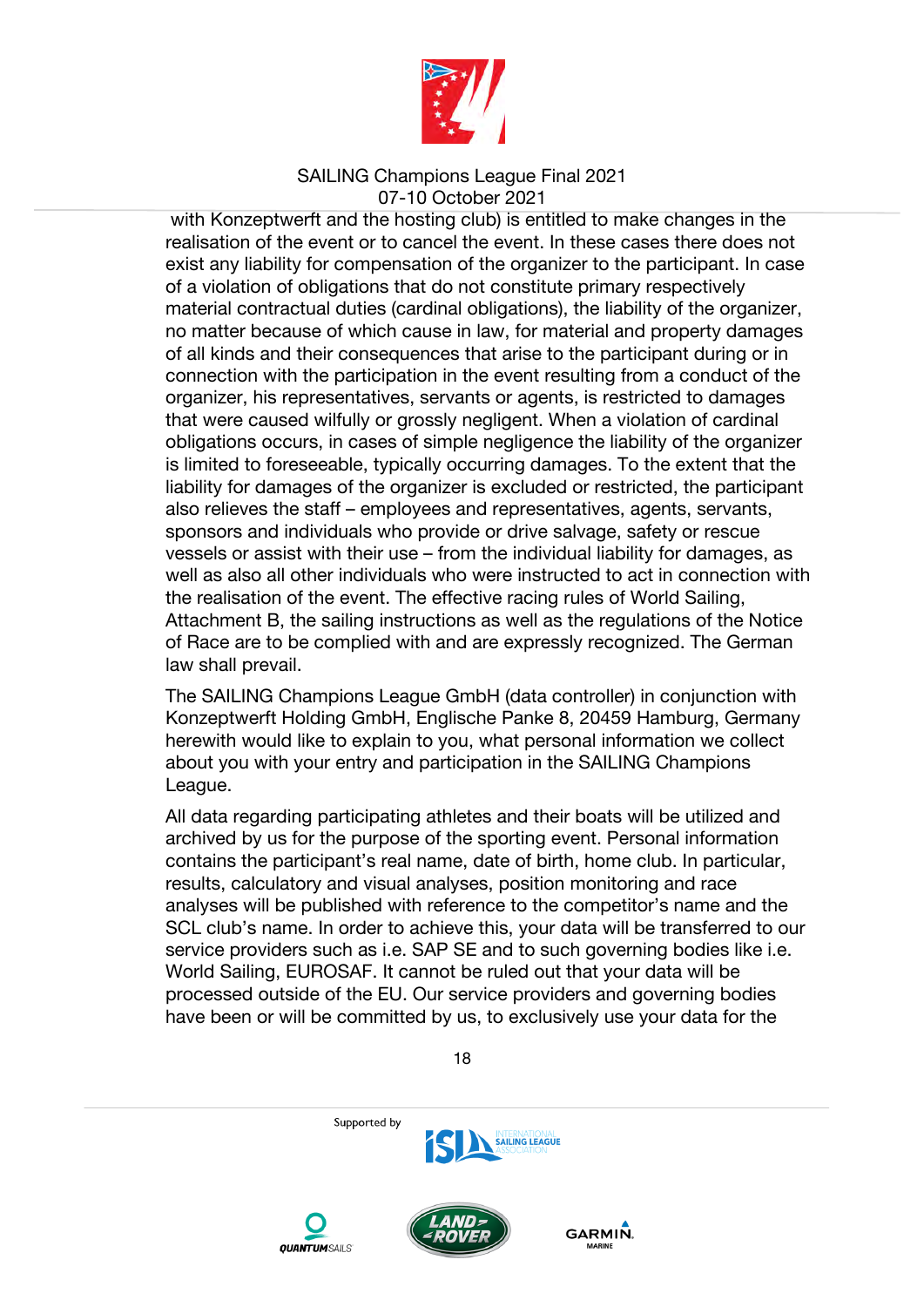with Konzeptwerft and the hosting club) is entitled to make changes in the realisation of the event or to cancel the event. In these cases there does not exist any liability for compensation of the organizer to the participant. In case of a violation of obligations that do not constitute primary respectively material contractual duties (cardinal obligations), the liability of the organizer, no matter because of which cause in law, for material and property damages of all kinds and their consequences that arise to the participant during or in connection with the participation in the event resulting from a conduct of the organizer, his representatives, servants or agents, is restricted to damages that were caused wilfully or grossly negligent. When a violation of cardinal obligations occurs, in cases of simple negligence the liability of the organizer is limited to foreseeable, typically occurring damages. To the extent that the liability for damages of the organizer is excluded or restricted, the participant also relieves the staff – employees and representatives, agents, servants, sponsors and individuals who provide or drive salvage, safety or rescue vessels or assist with their use – from the individual liability for damages, as well as also all other individuals who were instructed to act in connection with the realisation of the event. The effective racing rules of World Sailing, Attachment B, the sailing instructions as well as the regulations of the Notice of Race are to be complied with and are expressly recognized. The German law shall prevail.

The SAILING Champions League GmbH (data controller) in conjunction with Konzeptwerft Holding GmbH, Englische Panke 8, 20459 Hamburg, Germany herewith would like to explain to you, what personal information we collect about you with your entry and participation in the SAILING Champions League.

All data regarding participating athletes and their boats will be utilized and archived by us for the purpose of the sporting event. Personal information contains the participant's real name, date of birth, home club. In particular, results, calculatory and visual analyses, position monitoring and race analyses will be published with reference to the competitor's name and the SCL club's name. In order to achieve this, your data will be transferred to our service providers such as i.e. SAP SE and to such governing bodies like i.e. World Sailing, EUROSAF. It cannot be ruled out that your data will be processed outside of the EU. Our service providers and governing bodies have been or will be committed by us, to exclusively use your data for the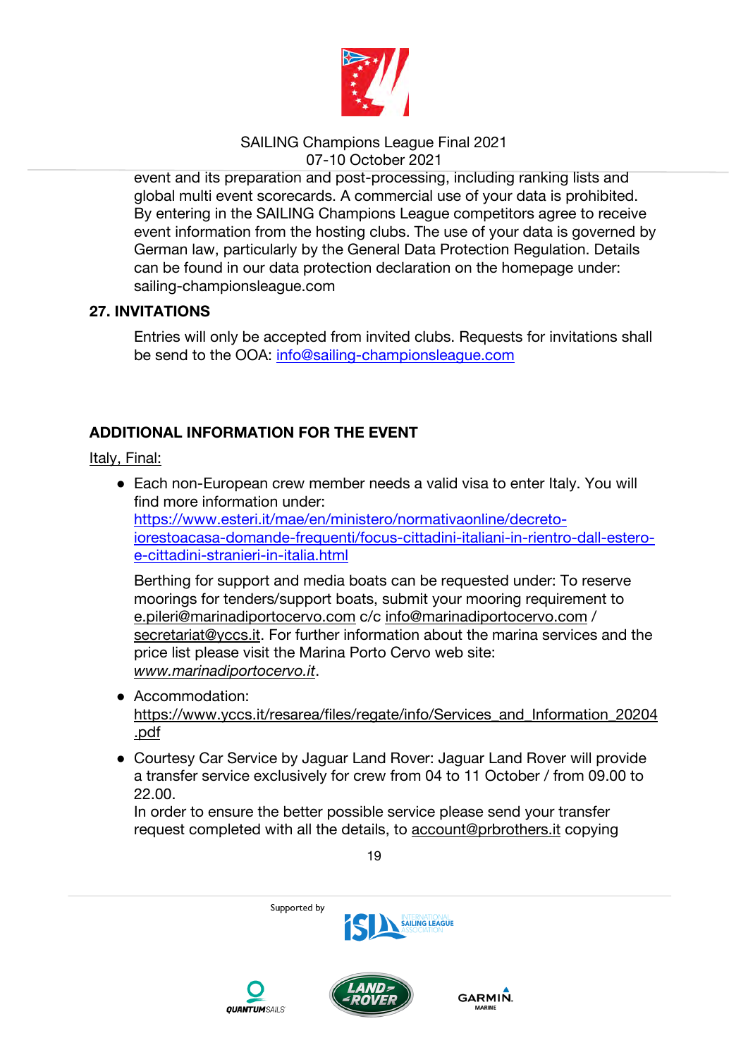event and its preparation and post-processing, including ranking lists and global multi event scorecards. A commercial use of your data is prohibited. By entering in the SAILING Champions League competitors agree to receive event information from the hosting clubs. The use of your data is governed by German law, particularly by the General Data Protection Regulation. Details can be found in our data protection declaration on the homepage under: sailing-championsleague.com

## 27. INVITATIONS

Entries will only be accepted from invited clubs. Requests for invitations shall be send to the OOA: info@sailing-championsleague.com

## ADDITIONAL INFORMATION FOR THE EVENT

Italy, Final:

- Each non-European crew member needs a valid visa to enter Italy. You will find more information under: https://www.esteri.it/mae/en/ministero/normativaonline/decreto-iorestoacasa-domande-frequenti/focus-cittadini-italiani-in-rientro-dall-estero-e-cittadini-stranieri-in-italia.html

  Berthing for support and media boats can be requested under: To reserve moorings for tenders/support boats, submit your mooring requirement to e.pileri@marinadiportocervo.com c/c info@marinadiportocervo.com / secretariat@yccs.it. For further information about the marina services and the price list please visit the Marina Porto Cervo web site: *www.marinadiportocervo.it*.

- Accommodation: https://www.yccs.it/resarea/files/regate/info/Services_and_Information_20204.pdf

- Courtesy Car Service by Jaguar Land Rover: Jaguar Land Rover will provide a transfer service exclusively for crew from 04 to 11 October / from 09.00 to 22.00.
  In order to ensure the better possible service please send your transfer request completed with all the details, to account@prbrothers.it copying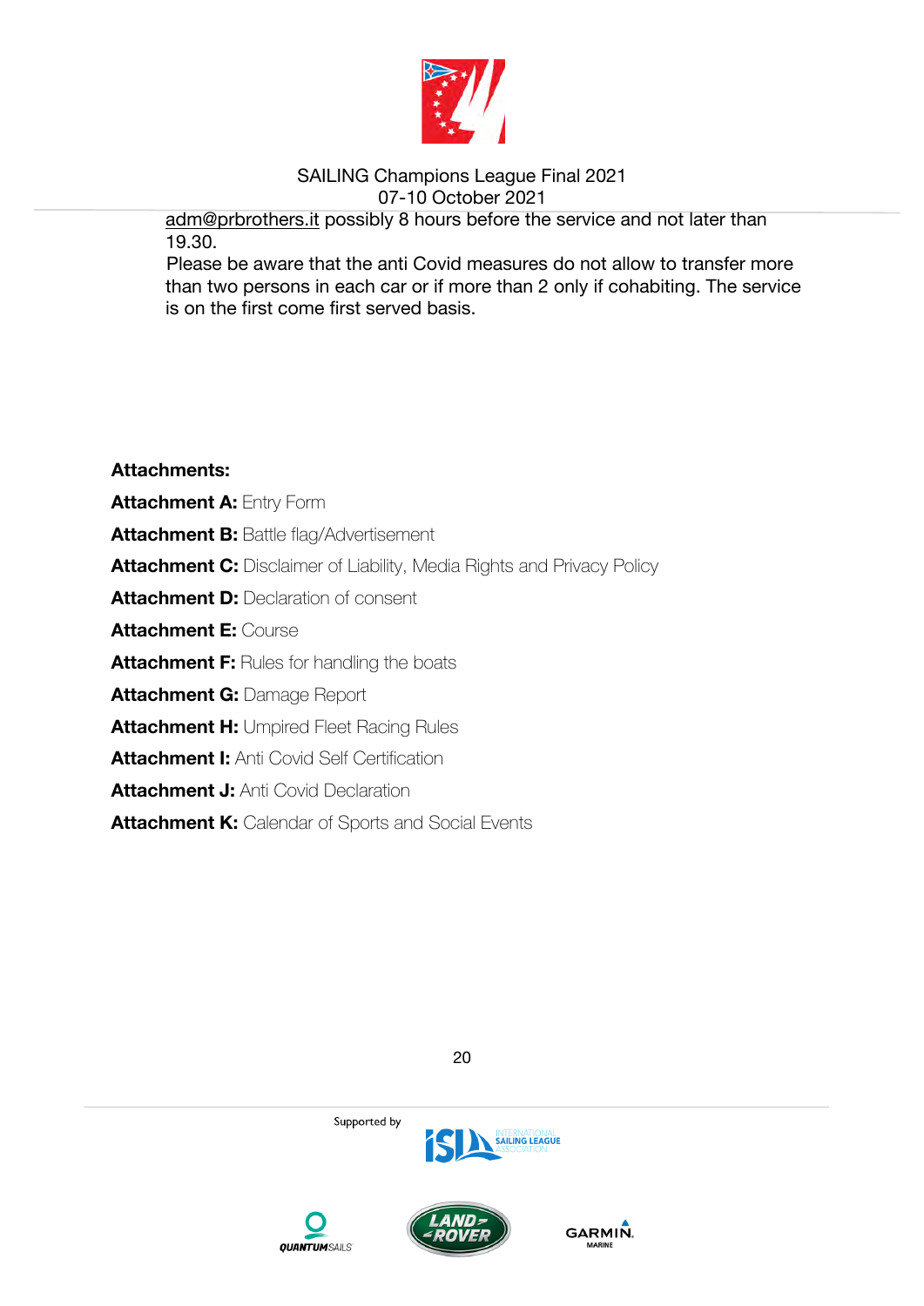adm@prbrothers.it possibly 8 hours before the service and not later than 19.30.

Please be aware that the anti Covid measures do not allow to transfer more than two persons in each car or if more than 2 only if cohabiting. The service is on the first come first served basis.

**Attachments:**

**Attachment A:** Entry Form

**Attachment B:** Battle flag/Advertisement

**Attachment C:** Disclaimer of Liability, Media Rights and Privacy Policy

**Attachment D:** Declaration of consent

**Attachment E:** Course

**Attachment F:** Rules for handling the boats

**Attachment G:** Damage Report

**Attachment H:** Umpired Fleet Racing Rules

**Attachment I:** Anti Covid Self Certification

**Attachment J:** Anti Covid Declaration

**Attachment K:** Calendar of Sports and Social Events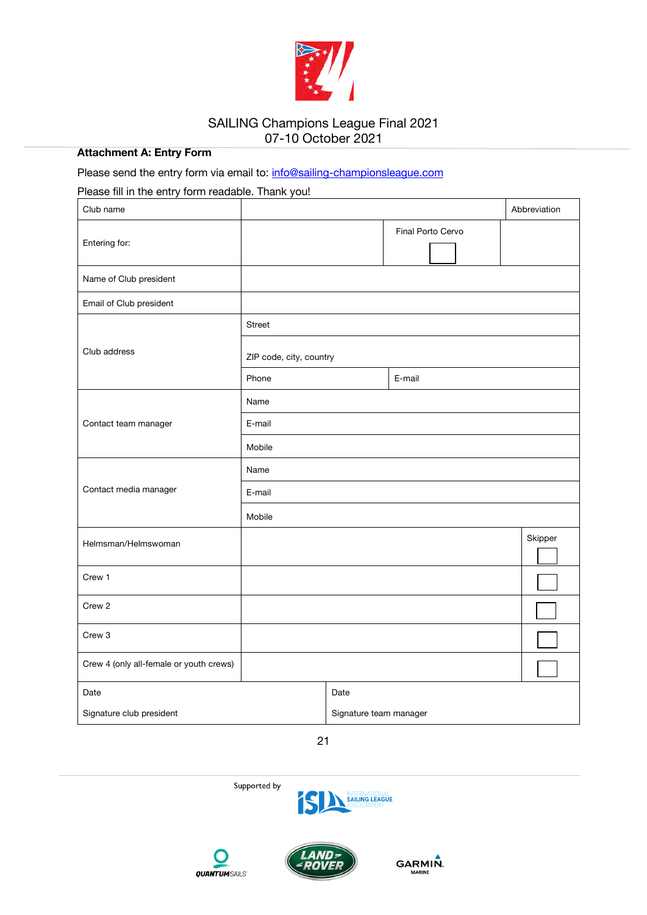SAILING Champions League Final 2021
07-10 October 2021

**Attachment A: Entry Form**

Please send the entry form via email to: info@sailing-championsleague.com

Please fill in the entry form readable. Thank you!

| Club name | | | Abbreviation |
|---|---|---|---|
| Entering for: | | Final Porto Cervo ☐ | |
| Name of Club president | | | |
| Email of Club president | | | |
| Club address | Street | | |
| | ZIP code, city, country | | |
| | Phone | E-mail | |
| Contact team manager | Name | | |
| | E-mail | | |
| | Mobile | | |
| Contact media manager | Name | | |
| | E-mail | | |
| | Mobile | | |
| Helmsman/Helmswoman | | | Skipper ☐ |
| Crew 1 | | | ☐ |
| Crew 2 | | | ☐ |
| Crew 3 | | | ☐ |
| Crew 4 (only all-female or youth crews) | | | ☐ |
| Date<br>Signature club president | | Date<br>Signature team manager | |

Supported by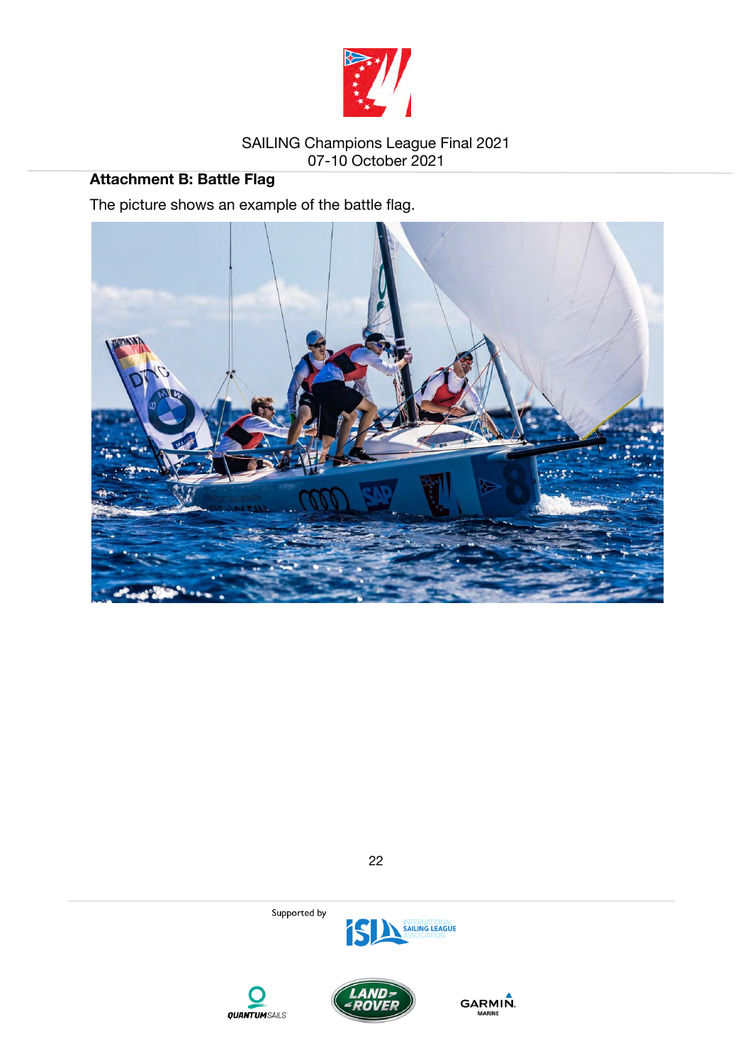**Attachment B: Battle Flag**

The picture shows an example of the battle flag.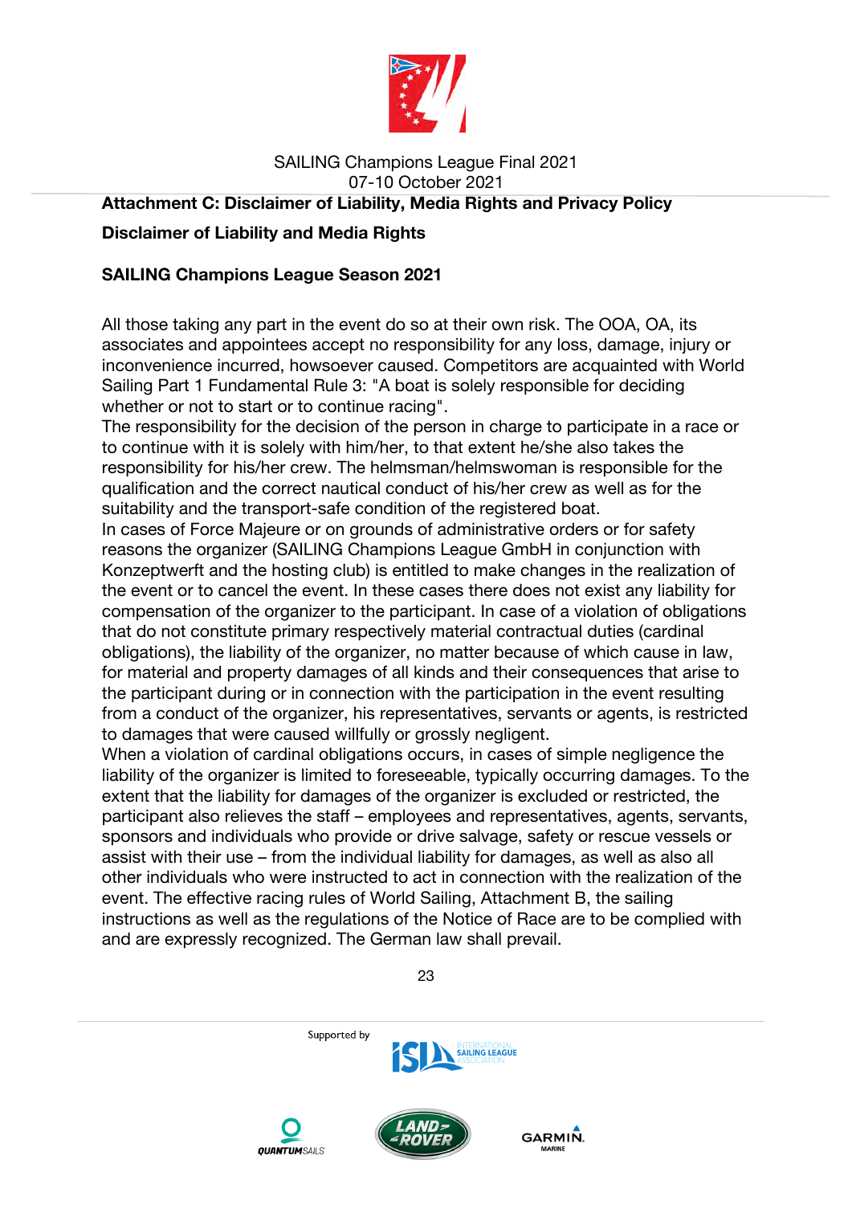## Attachment C: Disclaimer of Liability, Media Rights and Privacy Policy

### Disclaimer of Liability and Media Rights

### SAILING Champions League Season 2021

All those taking any part in the event do so at their own risk. The OOA, OA, its associates and appointees accept no responsibility for any loss, damage, injury or inconvenience incurred, howsoever caused. Competitors are acquainted with World Sailing Part 1 Fundamental Rule 3: "A boat is solely responsible for deciding whether or not to start or to continue racing".

The responsibility for the decision of the person in charge to participate in a race or to continue with it is solely with him/her, to that extent he/she also takes the responsibility for his/her crew. The helmsman/helmswoman is responsible for the qualification and the correct nautical conduct of his/her crew as well as for the suitability and the transport-safe condition of the registered boat.

In cases of Force Majeure or on grounds of administrative orders or for safety reasons the organizer (SAILING Champions League GmbH in conjunction with Konzeptwerft and the hosting club) is entitled to make changes in the realization of the event or to cancel the event. In these cases there does not exist any liability for compensation of the organizer to the participant. In case of a violation of obligations that do not constitute primary respectively material contractual duties (cardinal obligations), the liability of the organizer, no matter because of which cause in law, for material and property damages of all kinds and their consequences that arise to the participant during or in connection with the participation in the event resulting from a conduct of the organizer, his representatives, servants or agents, is restricted to damages that were caused willfully or grossly negligent.

When a violation of cardinal obligations occurs, in cases of simple negligence the liability of the organizer is limited to foreseeable, typically occurring damages. To the extent that the liability for damages of the organizer is excluded or restricted, the participant also relieves the staff – employees and representatives, agents, servants, sponsors and individuals who provide or drive salvage, safety or rescue vessels or assist with their use – from the individual liability for damages, as well as also all other individuals who were instructed to act in connection with the realization of the event. The effective racing rules of World Sailing, Attachment B, the sailing instructions as well as the regulations of the Notice of Race are to be complied with and are expressly recognized. The German law shall prevail.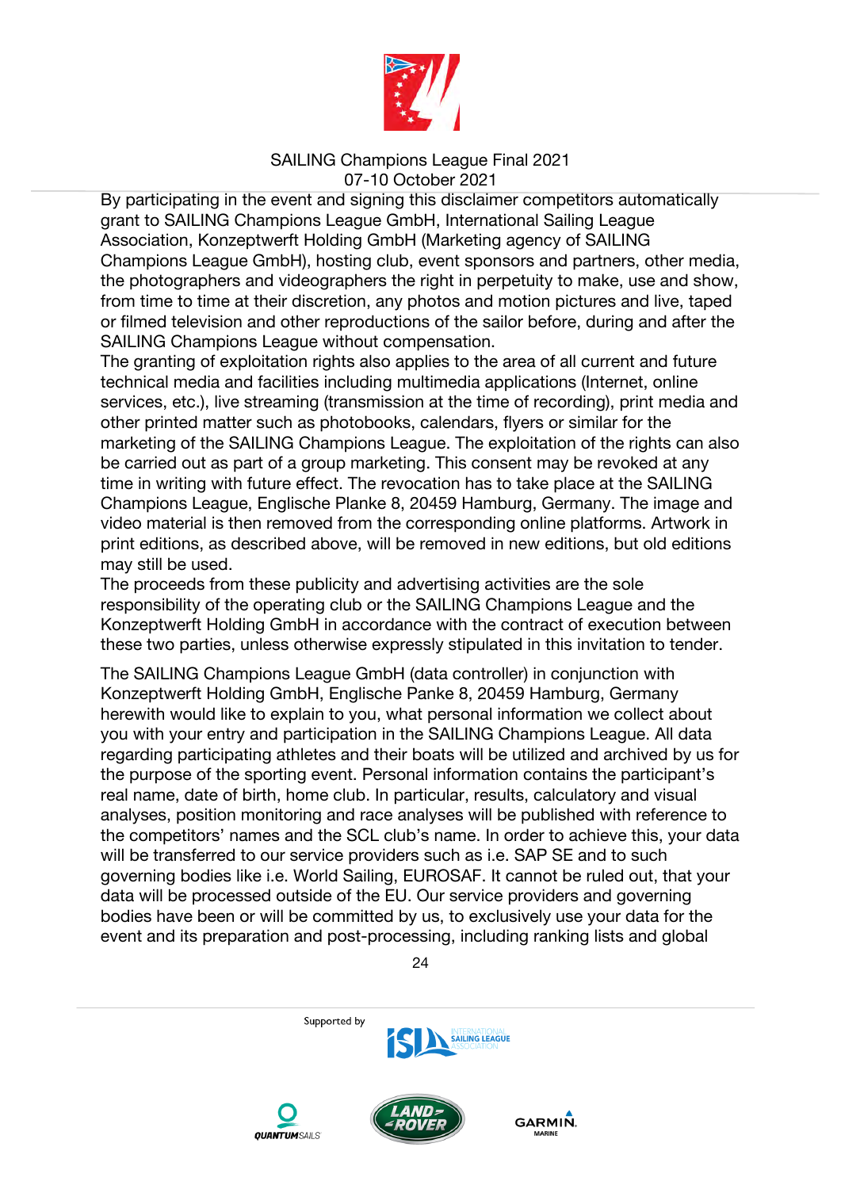By participating in the event and signing this disclaimer competitors automatically grant to SAILING Champions League GmbH, International Sailing League Association, Konzeptwerft Holding GmbH (Marketing agency of SAILING Champions League GmbH), hosting club, event sponsors and partners, other media, the photographers and videographers the right in perpetuity to make, use and show, from time to time at their discretion, any photos and motion pictures and live, taped or filmed television and other reproductions of the sailor before, during and after the SAILING Champions League without compensation.
The granting of exploitation rights also applies to the area of all current and future technical media and facilities including multimedia applications (Internet, online services, etc.), live streaming (transmission at the time of recording), print media and other printed matter such as photobooks, calendars, flyers or similar for the marketing of the SAILING Champions League. The exploitation of the rights can also be carried out as part of a group marketing. This consent may be revoked at any time in writing with future effect. The revocation has to take place at the SAILING Champions League, Englische Planke 8, 20459 Hamburg, Germany. The image and video material is then removed from the corresponding online platforms. Artwork in print editions, as described above, will be removed in new editions, but old editions may still be used.
The proceeds from these publicity and advertising activities are the sole responsibility of the operating club or the SAILING Champions League and the Konzeptwerft Holding GmbH in accordance with the contract of execution between these two parties, unless otherwise expressly stipulated in this invitation to tender.

The SAILING Champions League GmbH (data controller) in conjunction with Konzeptwerft Holding GmbH, Englische Panke 8, 20459 Hamburg, Germany herewith would like to explain to you, what personal information we collect about you with your entry and participation in the SAILING Champions League. All data regarding participating athletes and their boats will be utilized and archived by us for the purpose of the sporting event. Personal information contains the participant's real name, date of birth, home club. In particular, results, calculatory and visual analyses, position monitoring and race analyses will be published with reference to the competitors' names and the SCL club's name. In order to achieve this, your data will be transferred to our service providers such as i.e. SAP SE and to such governing bodies like i.e. World Sailing, EUROSAF. It cannot be ruled out, that your data will be processed outside of the EU. Our service providers and governing bodies have been or will be committed by us, to exclusively use your data for the event and its preparation and post-processing, including ranking lists and global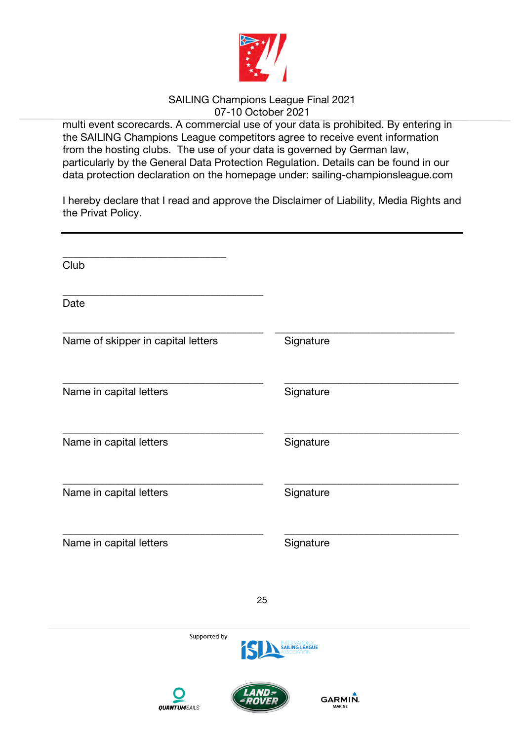multi event scorecards. A commercial use of your data is prohibited. By entering in the SAILING Champions League competitors agree to receive event information from the hosting clubs. The use of your data is governed by German law, particularly by the General Data Protection Regulation. Details can be found in our data protection declaration on the homepage under: sailing-championsleague.com

I hereby declare that I read and approve the Disclaimer of Liability, Media Rights and the Privat Policy.

---

______________________________
Club

______________________________
Date

| | |
|---|---|
| ______________________________ | ______________________________ |
| Name of skipper in capital letters | Signature |
| ______________________________ | ______________________________ |
| Name in capital letters | Signature |
| ______________________________ | ______________________________ |
| Name in capital letters | Signature |
| ______________________________ | ______________________________ |
| Name in capital letters | Signature |
| ______________________________ | ______________________________ |
| Name in capital letters | Signature |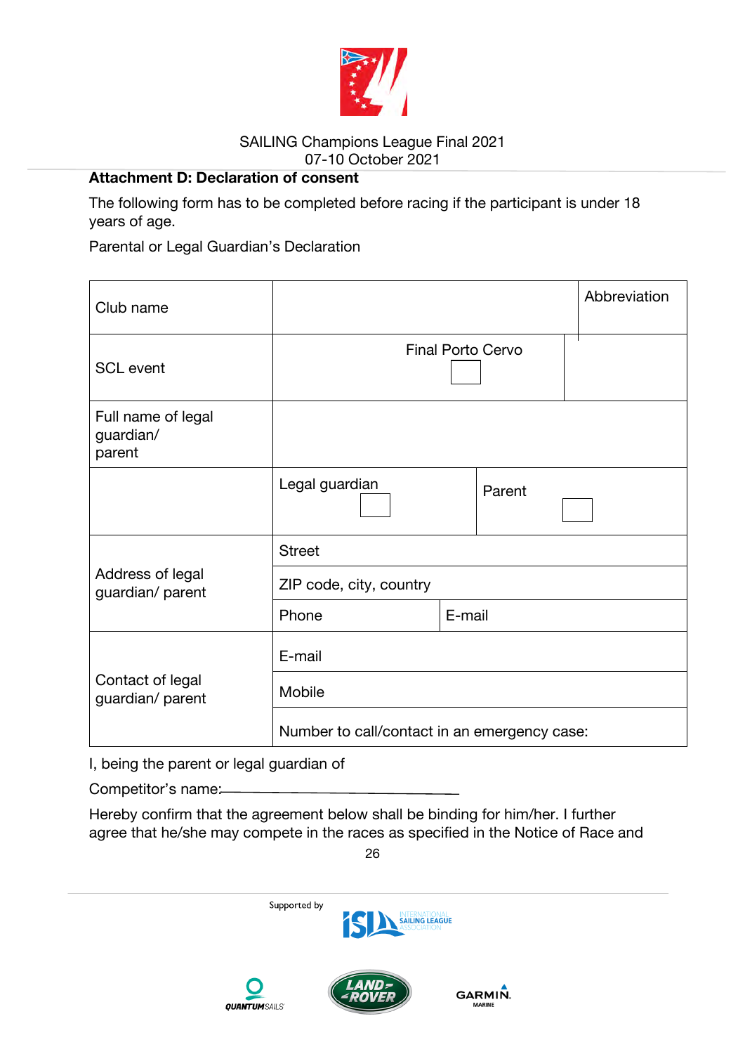SAILING Champions League Final 2021
07-10 October 2021

**Attachment D: Declaration of consent**

The following form has to be completed before racing if the participant is under 18 years of age.

Parental or Legal Guardian's Declaration

| | | | |
|---|---|---|---|
| Club name | | | Abbreviation |
| SCL event | Final Porto Cervo ☐ | | |
| Full name of legal guardian/ parent | | | |
| | Legal guardian ☐ | Parent ☐ | |
| Address of legal guardian/ parent | Street | | |
| | ZIP code, city, country | | |
| | Phone | E-mail | |
| Contact of legal guardian/ parent | E-mail | | |
| | Mobile | | |
| | Number to call/contact in an emergency case: | | |

I, being the parent or legal guardian of

Competitor's name:\_\_\_\_\_\_\_\_\_\_\_\_\_\_\_\_\_\_\_\_\_\_\_\_\_\_\_\_\_\_\_\_

Hereby confirm that the agreement below shall be binding for him/her. I further agree that he/she may compete in the races as specified in the Notice of Race and

Supported by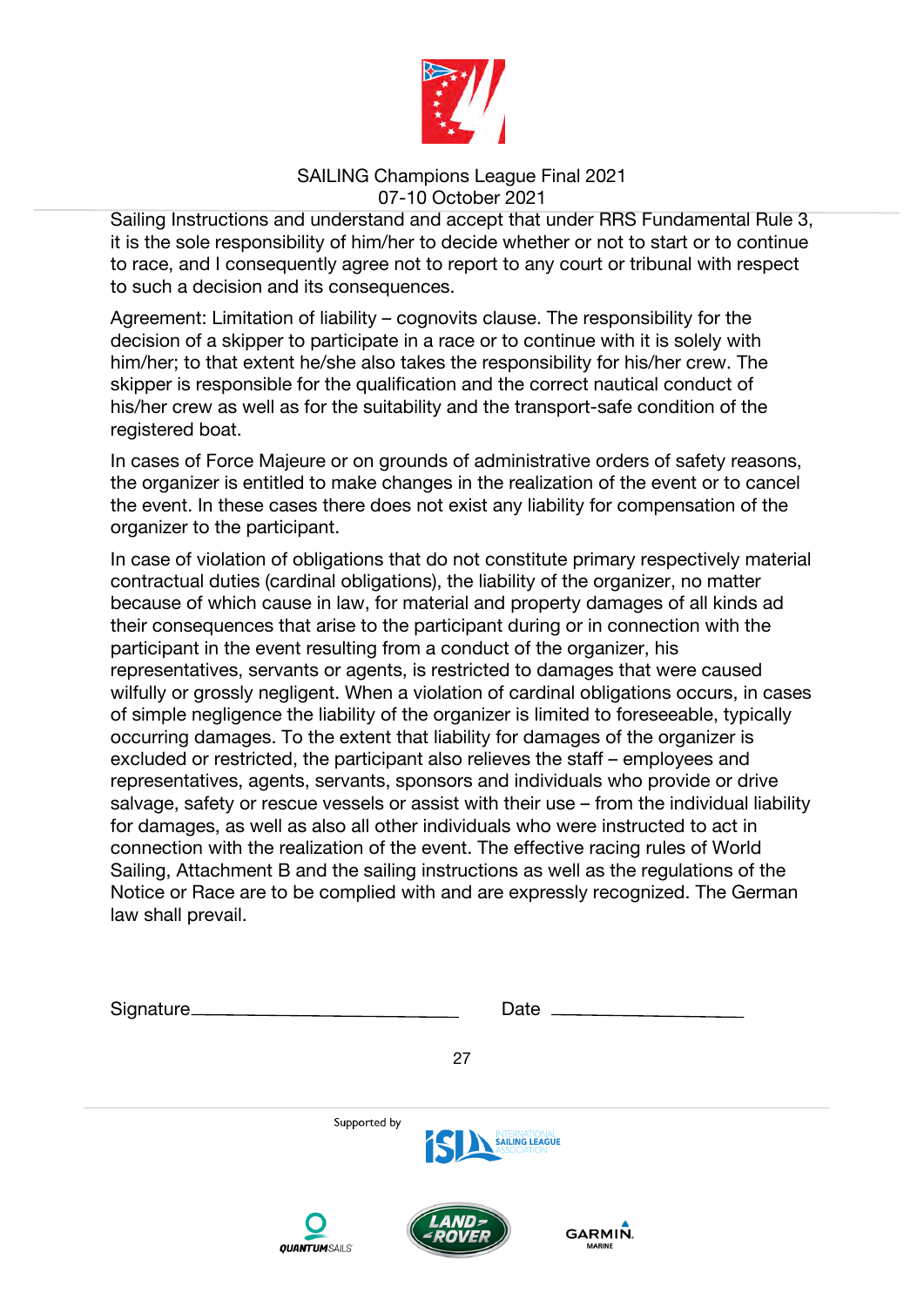Sailing Instructions and understand and accept that under RRS Fundamental Rule 3, it is the sole responsibility of him/her to decide whether or not to start or to continue to race, and I consequently agree not to report to any court or tribunal with respect to such a decision and its consequences.

Agreement: Limitation of liability – cognovits clause. The responsibility for the decision of a skipper to participate in a race or to continue with it is solely with him/her; to that extent he/she also takes the responsibility for his/her crew. The skipper is responsible for the qualification and the correct nautical conduct of his/her crew as well as for the suitability and the transport-safe condition of the registered boat.

In cases of Force Majeure or on grounds of administrative orders of safety reasons, the organizer is entitled to make changes in the realization of the event or to cancel the event. In these cases there does not exist any liability for compensation of the organizer to the participant.

In case of violation of obligations that do not constitute primary respectively material contractual duties (cardinal obligations), the liability of the organizer, no matter because of which cause in law, for material and property damages of all kinds ad their consequences that arise to the participant during or in connection with the participant in the event resulting from a conduct of the organizer, his representatives, servants or agents, is restricted to damages that were caused wilfully or grossly negligent. When a violation of cardinal obligations occurs, in cases of simple negligence the liability of the organizer is limited to foreseeable, typically occurring damages. To the extent that liability for damages of the organizer is excluded or restricted, the participant also relieves the staff – employees and representatives, agents, servants, sponsors and individuals who provide or drive salvage, safety or rescue vessels or assist with their use – from the individual liability for damages, as well as also all other individuals who were instructed to act in connection with the realization of the event. The effective racing rules of World Sailing, Attachment B and the sailing instructions as well as the regulations of the Notice or Race are to be complied with and are expressly recognized. The German law shall prevail.

Signature\_\_\_\_\_\_\_\_\_\_\_\_\_\_\_\_\_\_\_\_\_\_\_\_\_\_\_\_ Date \_\_\_\_\_\_\_\_\_\_\_\_\_\_\_\_\_\_\_\_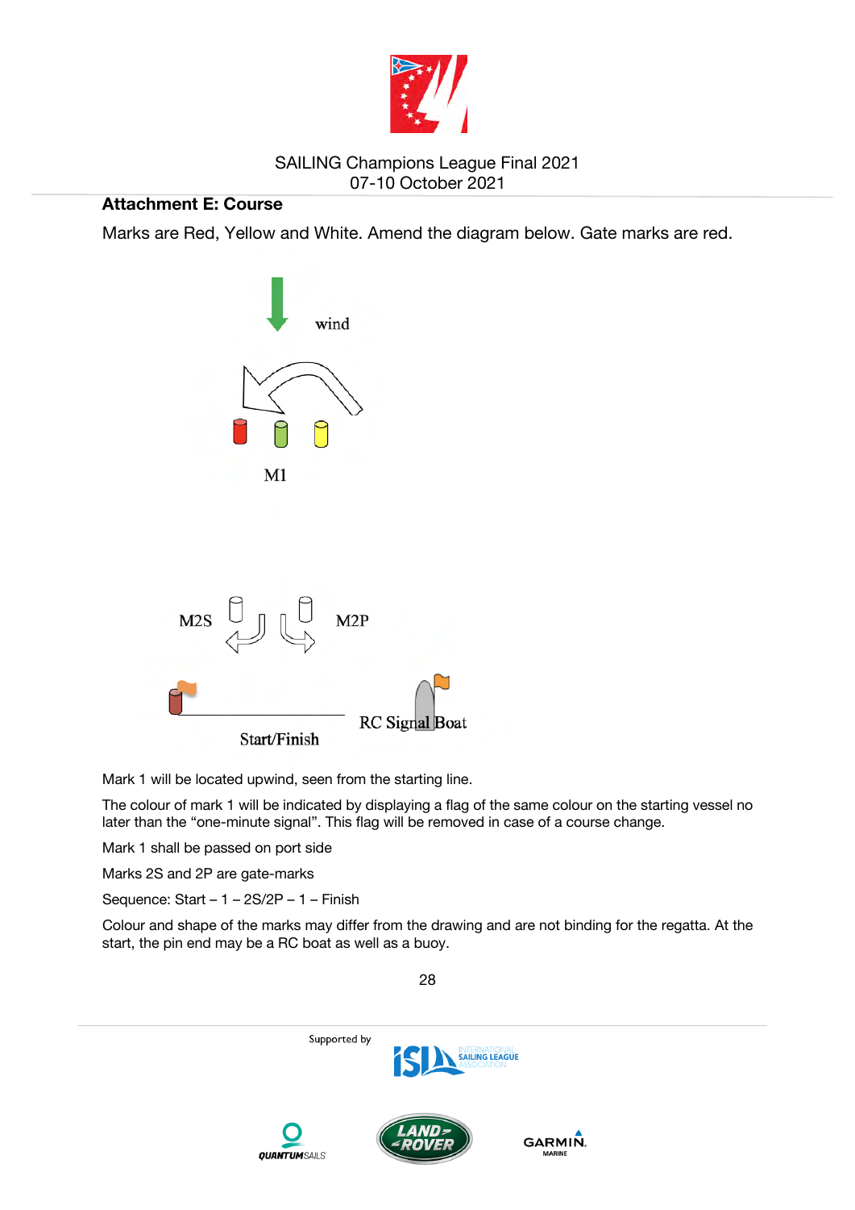## Attachment E: Course

Marks are Red, Yellow and White. Amend the diagram below. Gate marks are red.

wind

M1

M2S M2P

RC Signal Boat

Start/Finish

Mark 1 will be located upwind, seen from the starting line.

The colour of mark 1 will be indicated by displaying a flag of the same colour on the starting vessel no later than the "one-minute signal". This flag will be removed in case of a course change.

Mark 1 shall be passed on port side

Marks 2S and 2P are gate-marks

Sequence: Start – 1 – 2S/2P – 1 – Finish

Colour and shape of the marks may differ from the drawing and are not binding for the regatta. At the start, the pin end may be a RC boat as well as a buoy.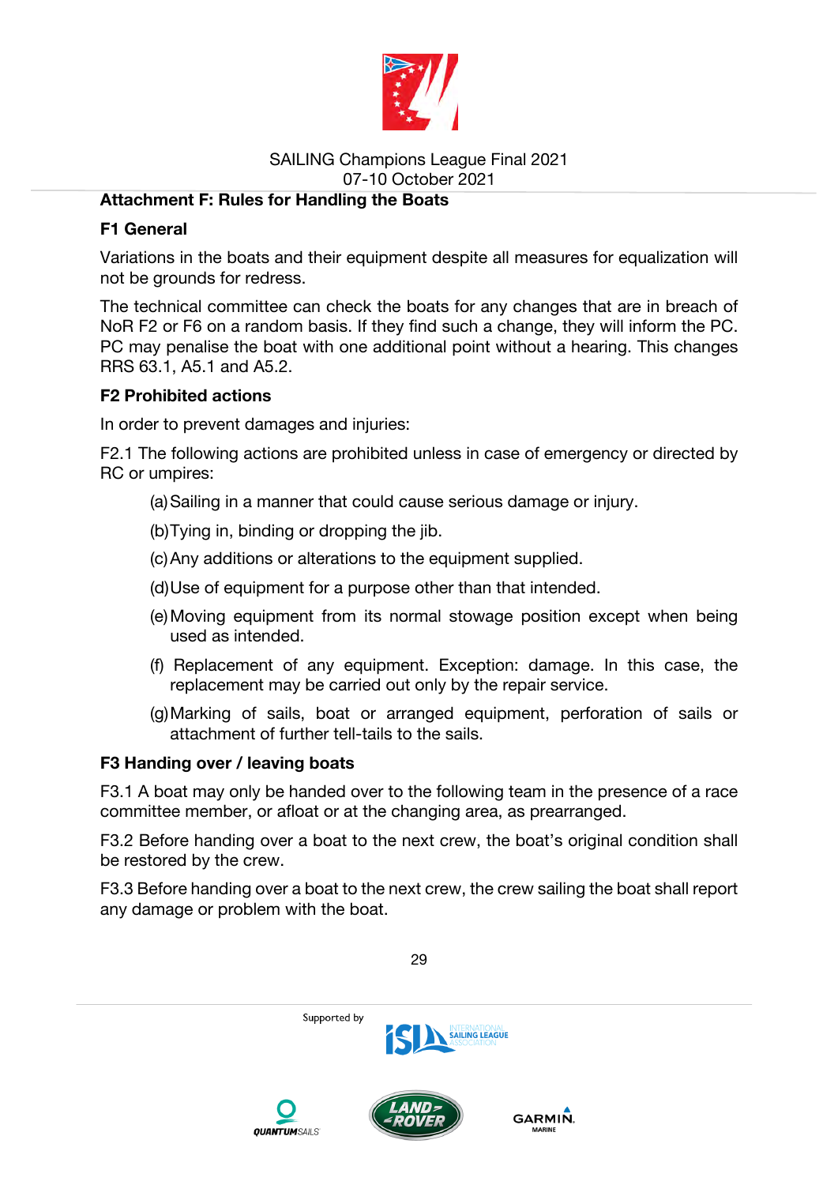## Attachment F: Rules for Handling the Boats

### F1 General

Variations in the boats and their equipment despite all measures for equalization will not be grounds for redress.

The technical committee can check the boats for any changes that are in breach of NoR F2 or F6 on a random basis. If they find such a change, they will inform the PC. PC may penalise the boat with one additional point without a hearing. This changes RRS 63.1, A5.1 and A5.2.

### F2 Prohibited actions

In order to prevent damages and injuries:

F2.1 The following actions are prohibited unless in case of emergency or directed by RC or umpires:

(a) Sailing in a manner that could cause serious damage or injury.

(b) Tying in, binding or dropping the jib.

(c) Any additions or alterations to the equipment supplied.

(d) Use of equipment for a purpose other than that intended.

(e) Moving equipment from its normal stowage position except when being used as intended.

(f) Replacement of any equipment. Exception: damage. In this case, the replacement may be carried out only by the repair service.

(g) Marking of sails, boat or arranged equipment, perforation of sails or attachment of further tell-tails to the sails.

### F3 Handing over / leaving boats

F3.1 A boat may only be handed over to the following team in the presence of a race committee member, or afloat or at the changing area, as prearranged.

F3.2 Before handing over a boat to the next crew, the boat's original condition shall be restored by the crew.

F3.3 Before handing over a boat to the next crew, the crew sailing the boat shall report any damage or problem with the boat.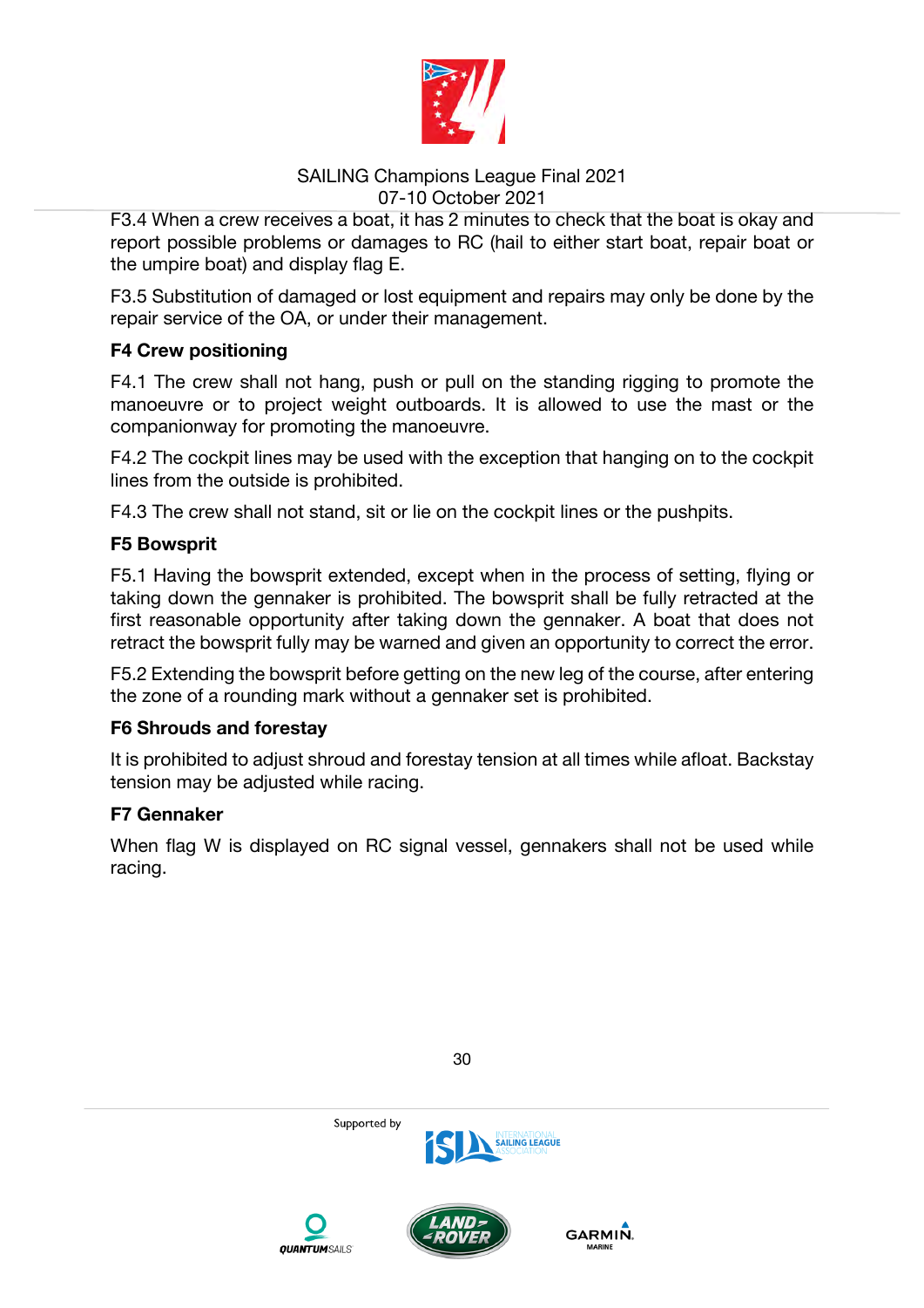F3.4 When a crew receives a boat, it has 2 minutes to check that the boat is okay and report possible problems or damages to RC (hail to either start boat, repair boat or the umpire boat) and display flag E.

F3.5 Substitution of damaged or lost equipment and repairs may only be done by the repair service of the OA, or under their management.

**F4 Crew positioning**

F4.1 The crew shall not hang, push or pull on the standing rigging to promote the manoeuvre or to project weight outboards. It is allowed to use the mast or the companionway for promoting the manoeuvre.

F4.2 The cockpit lines may be used with the exception that hanging on to the cockpit lines from the outside is prohibited.

F4.3 The crew shall not stand, sit or lie on the cockpit lines or the pushpits.

**F5 Bowsprit**

F5.1 Having the bowsprit extended, except when in the process of setting, flying or taking down the gennaker is prohibited. The bowsprit shall be fully retracted at the first reasonable opportunity after taking down the gennaker. A boat that does not retract the bowsprit fully may be warned and given an opportunity to correct the error.

F5.2 Extending the bowsprit before getting on the new leg of the course, after entering the zone of a rounding mark without a gennaker set is prohibited.

**F6 Shrouds and forestay**

It is prohibited to adjust shroud and forestay tension at all times while afloat. Backstay tension may be adjusted while racing.

**F7 Gennaker**

When flag W is displayed on RC signal vessel, gennakers shall not be used while racing.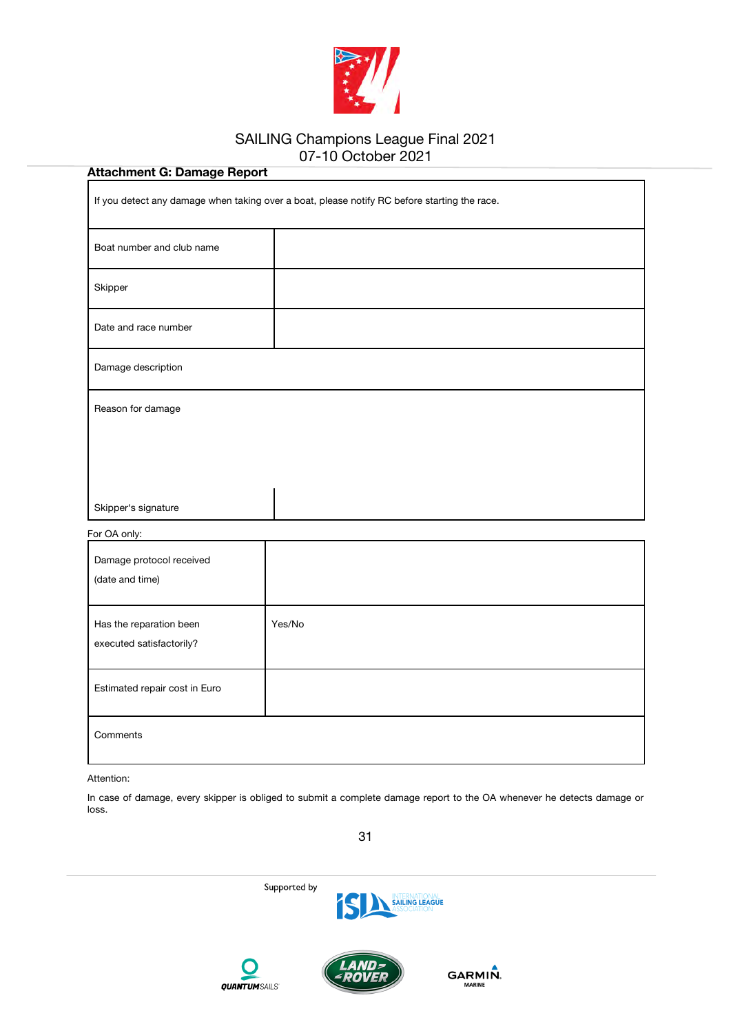## Attachment G: Damage Report

| If you detect any damage when taking over a boat, please notify RC before starting the race. | |
|---|---|
| Boat number and club name | |
| Skipper | |
| Date and race number | |
| Damage description | |
| Reason for damage | |
| Skipper's signature | |

For OA only:

| Damage protocol received (date and time) | |
|---|---|
| Has the reparation been executed satisfactorily? | Yes/No |
| Estimated repair cost in Euro | |
| Comments | |

Attention:

In case of damage, every skipper is obliged to submit a complete damage report to the OA whenever he detects damage or loss.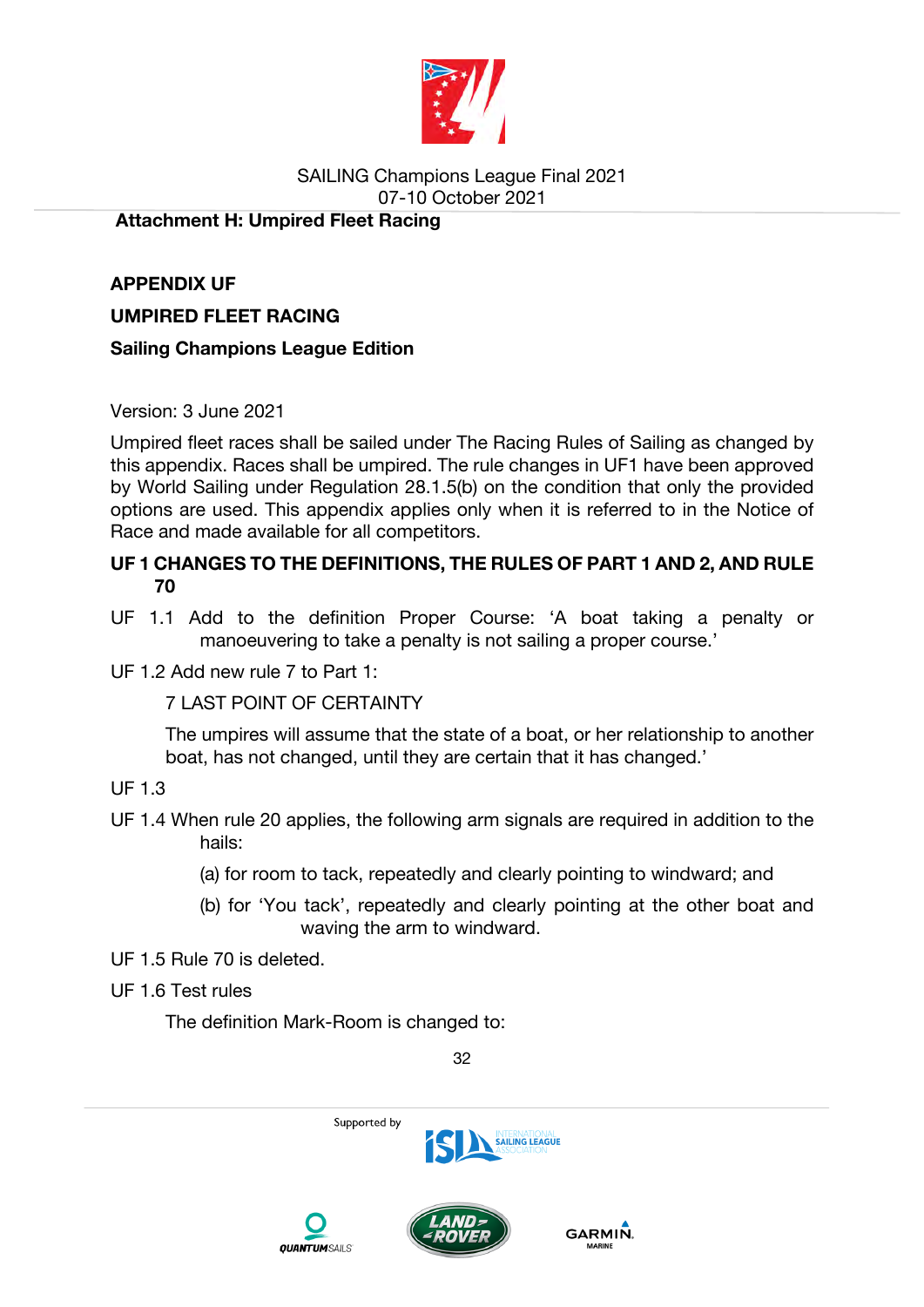**Attachment H: Umpired Fleet Racing**

## APPENDIX UF

## UMPIRED FLEET RACING

### Sailing Champions League Edition

Version: 3 June 2021

Umpired fleet races shall be sailed under The Racing Rules of Sailing as changed by this appendix. Races shall be umpired. The rule changes in UF1 have been approved by World Sailing under Regulation 28.1.5(b) on the condition that only the provided options are used. This appendix applies only when it is referred to in the Notice of Race and made available for all competitors.

### UF 1 CHANGES TO THE DEFINITIONS, THE RULES OF PART 1 AND 2, AND RULE 70

UF 1.1 Add to the definition Proper Course: 'A boat taking a penalty or manoeuvering to take a penalty is not sailing a proper course.'

UF 1.2 Add new rule 7 to Part 1:

7 LAST POINT OF CERTAINTY

The umpires will assume that the state of a boat, or her relationship to another boat, has not changed, until they are certain that it has changed.'

UF 1.3

UF 1.4 When rule 20 applies, the following arm signals are required in addition to the hails:

(a) for room to tack, repeatedly and clearly pointing to windward; and

(b) for 'You tack', repeatedly and clearly pointing at the other boat and waving the arm to windward.

UF 1.5 Rule 70 is deleted.

UF 1.6 Test rules

The definition Mark-Room is changed to: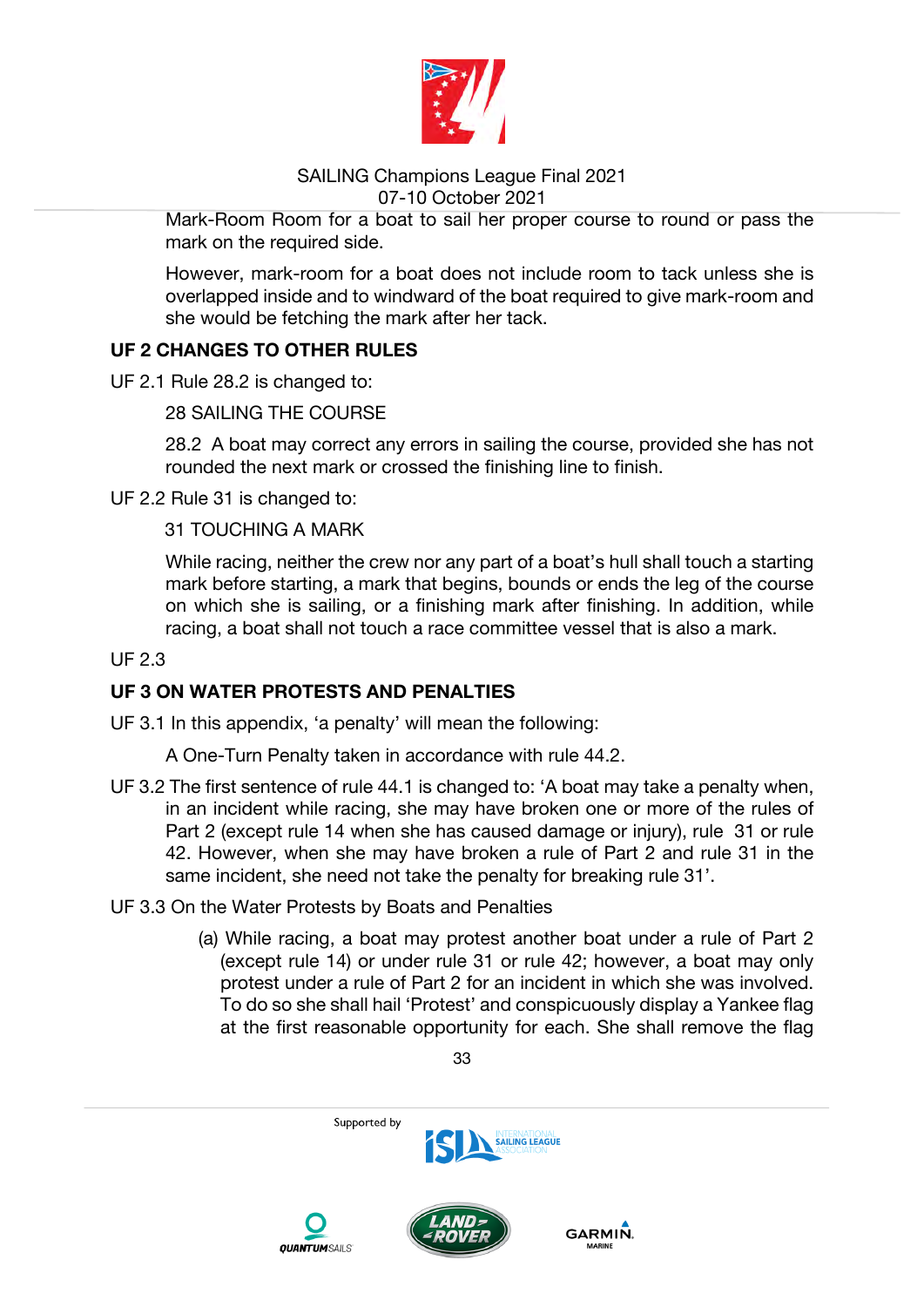Mark-Room Room for a boat to sail her proper course to round or pass the mark on the required side.

However, mark-room for a boat does not include room to tack unless she is overlapped inside and to windward of the boat required to give mark-room and she would be fetching the mark after her tack.

## UF 2 CHANGES TO OTHER RULES

UF 2.1 Rule 28.2 is changed to:

28 SAILING THE COURSE

28.2 A boat may correct any errors in sailing the course, provided she has not rounded the next mark or crossed the finishing line to finish.

UF 2.2 Rule 31 is changed to:

31 TOUCHING A MARK

While racing, neither the crew nor any part of a boat's hull shall touch a starting mark before starting, a mark that begins, bounds or ends the leg of the course on which she is sailing, or a finishing mark after finishing. In addition, while racing, a boat shall not touch a race committee vessel that is also a mark.

UF 2.3

## UF 3 ON WATER PROTESTS AND PENALTIES

UF 3.1 In this appendix, 'a penalty' will mean the following:

A One-Turn Penalty taken in accordance with rule 44.2.

UF 3.2 The first sentence of rule 44.1 is changed to: 'A boat may take a penalty when, in an incident while racing, she may have broken one or more of the rules of Part 2 (except rule 14 when she has caused damage or injury), rule 31 or rule 42. However, when she may have broken a rule of Part 2 and rule 31 in the same incident, she need not take the penalty for breaking rule 31'.

UF 3.3 On the Water Protests by Boats and Penalties

(a) While racing, a boat may protest another boat under a rule of Part 2 (except rule 14) or under rule 31 or rule 42; however, a boat may only protest under a rule of Part 2 for an incident in which she was involved. To do so she shall hail 'Protest' and conspicuously display a Yankee flag at the first reasonable opportunity for each. She shall remove the flag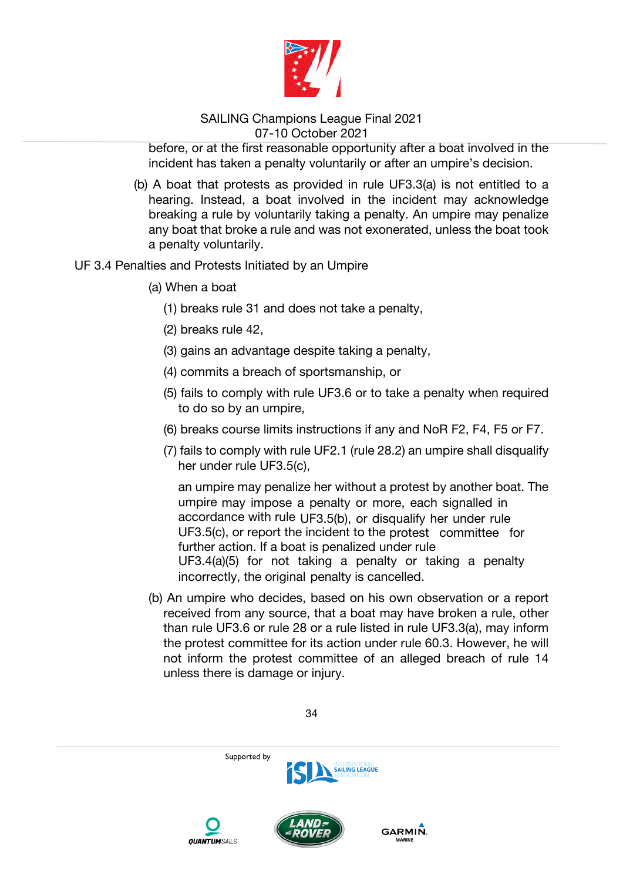before, or at the first reasonable opportunity after a boat involved in the incident has taken a penalty voluntarily or after an umpire's decision.

(b) A boat that protests as provided in rule UF3.3(a) is not entitled to a hearing. Instead, a boat involved in the incident may acknowledge breaking a rule by voluntarily taking a penalty. An umpire may penalize any boat that broke a rule and was not exonerated, unless the boat took a penalty voluntarily.

UF 3.4 Penalties and Protests Initiated by an Umpire

(a) When a boat

(1) breaks rule 31 and does not take a penalty,

(2) breaks rule 42,

(3) gains an advantage despite taking a penalty,

(4) commits a breach of sportsmanship, or

(5) fails to comply with rule UF3.6 or to take a penalty when required to do so by an umpire,

(6) breaks course limits instructions if any and NoR F2, F4, F5 or F7.

(7) fails to comply with rule UF2.1 (rule 28.2) an umpire shall disqualify her under rule UF3.5(c),

an umpire may penalize her without a protest by another boat. The umpire may impose a penalty or more, each signalled in accordance with rule UF3.5(b), or disqualify her under rule UF3.5(c), or report the incident to the protest committee for further action. If a boat is penalized under rule UF3.4(a)(5) for not taking a penalty or taking a penalty incorrectly, the original penalty is cancelled.

(b) An umpire who decides, based on his own observation or a report received from any source, that a boat may have broken a rule, other than rule UF3.6 or rule 28 or a rule listed in rule UF3.3(a), may inform the protest committee for its action under rule 60.3. However, he will not inform the protest committee of an alleged breach of rule 14 unless there is damage or injury.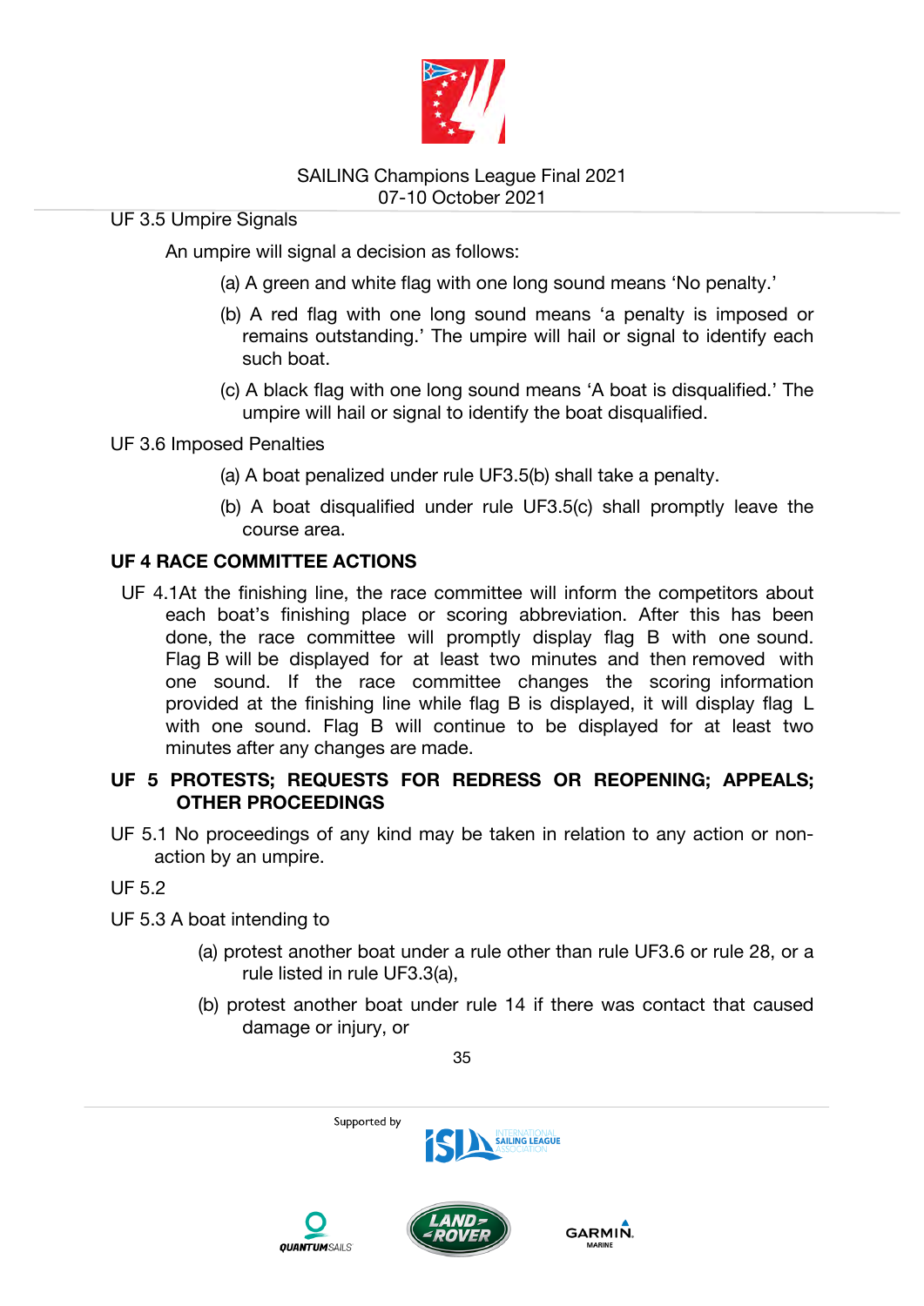UF 3.5 Umpire Signals

An umpire will signal a decision as follows:

(a) A green and white flag with one long sound means ‘No penalty.’

(b) A red flag with one long sound means ‘a penalty is imposed or remains outstanding.’ The umpire will hail or signal to identify each such boat.

(c) A black flag with one long sound means ‘A boat is disqualified.’ The umpire will hail or signal to identify the boat disqualified.

UF 3.6 Imposed Penalties

(a) A boat penalized under rule UF3.5(b) shall take a penalty.

(b) A boat disqualified under rule UF3.5(c) shall promptly leave the course area.

**UF 4 RACE COMMITTEE ACTIONS**

UF 4.1At the finishing line, the race committee will inform the competitors about each boat’s finishing place or scoring abbreviation. After this has been done, the race committee will promptly display flag B with one sound. Flag B will be displayed for at least two minutes and then removed with one sound. If the race committee changes the scoring information provided at the finishing line while flag B is displayed, it will display flag L with one sound. Flag B will continue to be displayed for at least two minutes after any changes are made.

**UF 5 PROTESTS; REQUESTS FOR REDRESS OR REOPENING; APPEALS; OTHER PROCEEDINGS**

UF 5.1 No proceedings of any kind may be taken in relation to any action or non-action by an umpire.

UF 5.2

UF 5.3 A boat intending to

(a) protest another boat under a rule other than rule UF3.6 or rule 28, or a rule listed in rule UF3.3(a),

(b) protest another boat under rule 14 if there was contact that caused damage or injury, or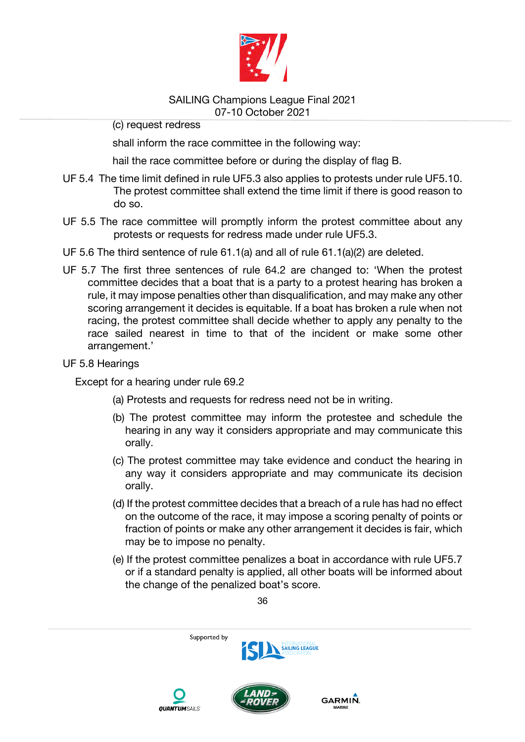(c) request redress

shall inform the race committee in the following way:

hail the race committee before or during the display of flag B.

UF 5.4 The time limit defined in rule UF5.3 also applies to protests under rule UF5.10. The protest committee shall extend the time limit if there is good reason to do so.

UF 5.5 The race committee will promptly inform the protest committee about any protests or requests for redress made under rule UF5.3.

UF 5.6 The third sentence of rule 61.1(a) and all of rule 61.1(a)(2) are deleted.

UF 5.7 The first three sentences of rule 64.2 are changed to: 'When the protest committee decides that a boat that is a party to a protest hearing has broken a rule, it may impose penalties other than disqualification, and may make any other scoring arrangement it decides is equitable. If a boat has broken a rule when not racing, the protest committee shall decide whether to apply any penalty to the race sailed nearest in time to that of the incident or make some other arrangement.'

UF 5.8 Hearings

Except for a hearing under rule 69.2

(a) Protests and requests for redress need not be in writing.

(b) The protest committee may inform the protestee and schedule the hearing in any way it considers appropriate and may communicate this orally.

(c) The protest committee may take evidence and conduct the hearing in any way it considers appropriate and may communicate its decision orally.

(d) If the protest committee decides that a breach of a rule has had no effect on the outcome of the race, it may impose a scoring penalty of points or fraction of points or make any other arrangement it decides is fair, which may be to impose no penalty.

(e) If the protest committee penalizes a boat in accordance with rule UF5.7 or if a standard penalty is applied, all other boats will be informed about the change of the penalized boat's score.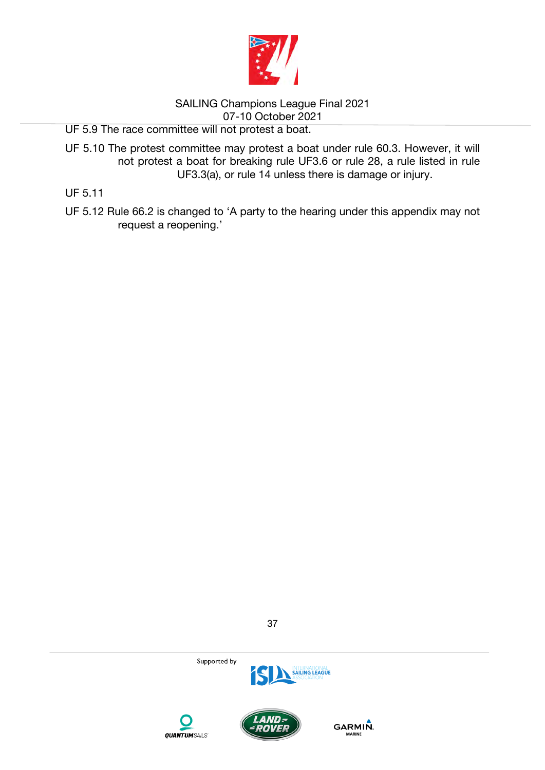UF 5.9 The race committee will not protest a boat.

UF 5.10 The protest committee may protest a boat under rule 60.3. However, it will not protest a boat for breaking rule UF3.6 or rule 28, a rule listed in rule UF3.3(a), or rule 14 unless there is damage or injury.

UF 5.11

UF 5.12 Rule 66.2 is changed to 'A party to the hearing under this appendix may not request a reopening.'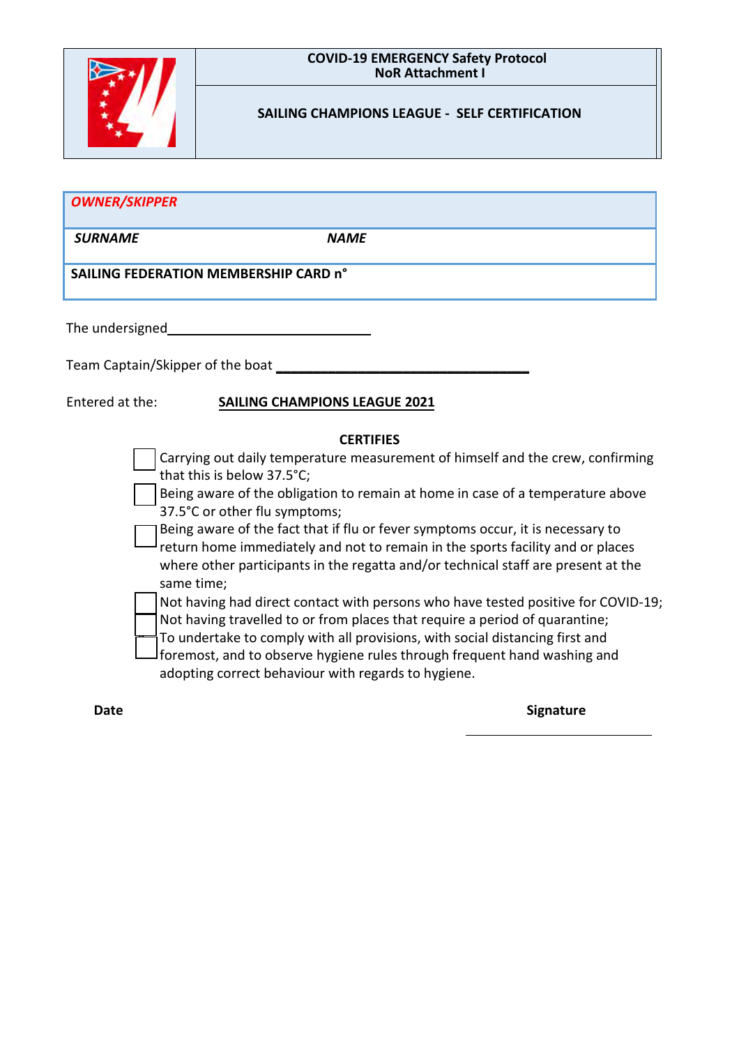| | COVID-19 EMERGENCY Safety Protocol<br>NoR Attachment I |
|---|---|
| | SAILING CHAMPIONS LEAGUE - SELF CERTIFICATION |

| *OWNER/SKIPPER* | |
|---|---|
| ***SURNAME*** | ***NAME*** |
| **SAILING FEDERATION MEMBERSHIP CARD n°** | |

The undersigned_____________________________

Team Captain/Skipper of the boat ___________________________________

Entered at the: **SAILING CHAMPIONS LEAGUE 2021**

**CERTIFIES**

- ☐ Carrying out daily temperature measurement of himself and the crew, confirming that this is below 37.5°C;
- ☐ Being aware of the obligation to remain at home in case of a temperature above 37.5°C or other flu symptoms;
- ☐ Being aware of the fact that if flu or fever symptoms occur, it is necessary to return home immediately and not to remain in the sports facility and or places where other participants in the regatta and/or technical staff are present at the same time;
- ☐ Not having had direct contact with persons who have tested positive for COVID-19;
- ☐ Not having travelled to or from places that require a period of quarantine;
- ☐ To undertake to comply with all provisions, with social distancing first and foremost, and to observe hygiene rules through frequent hand washing and adopting correct behaviour with regards to hygiene.

**Date** **Signature**

_____________________________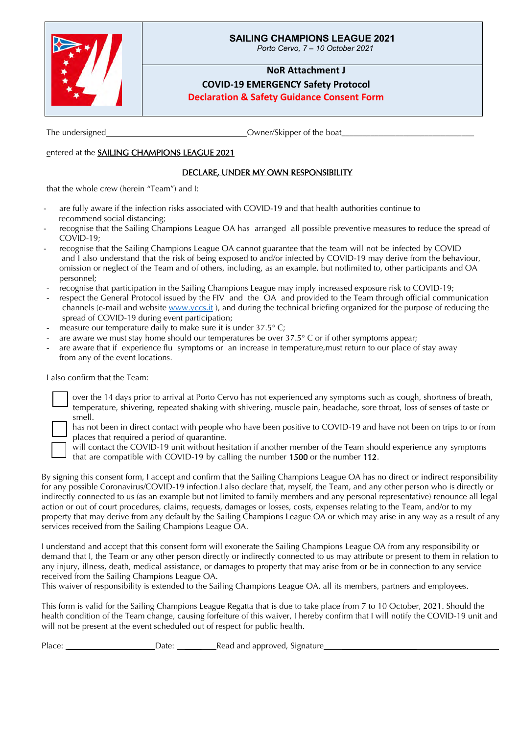# SAILING CHAMPIONS LEAGUE 2021

*Porto Cervo, 7 – 10 October 2021*

## NoR Attachment J

## COVID-19 EMERGENCY Safety Protocol

## Declaration & Safety Guidance Consent Form

The undersigned_______________________________Owner/Skipper of the boat_____________________________

entered at the SAILING CHAMPIONS LEAGUE 2021

**DECLARE, UNDER MY OWN RESPONSIBILITY**

that the whole crew (herein "Team") and I:

- are fully aware if the infection risks associated with COVID-19 and that health authorities continue to recommend social distancing;
- recognise that the Sailing Champions League OA has arranged all possible preventive measures to reduce the spread of COVID-19;
- recognise that the Sailing Champions League OA cannot guarantee that the team will not be infected by COVID and I also understand that the risk of being exposed to and/or infected by COVID-19 may derive from the behaviour, omission or neglect of the Team and of others, including, as an example, but notlimited to, other participants and OA personnel;
- recognise that participation in the Sailing Champions League may imply increased exposure risk to COVID-19;
- respect the General Protocol issued by the FIV and the OA and provided to the Team through official communication channels (e-mail and website www.yccs.it ), and during the technical briefing organized for the purpose of reducing the spread of COVID-19 during event participation;
- measure our temperature daily to make sure it is under 37.5° C;
- are aware we must stay home should our temperatures be over 37.5° C or if other symptoms appear;
- are aware that if experience flu symptoms or an increase in temperature,must return to our place of stay away from any of the event locations.

I also confirm that the Team:

- ☐ over the 14 days prior to arrival at Porto Cervo has not experienced any symptoms such as cough, shortness of breath, temperature, shivering, repeated shaking with shivering, muscle pain, headache, sore throat, loss of senses of taste or smell.
- ☐ has not been in direct contact with people who have been positive to COVID-19 and have not been on trips to or from places that required a period of quarantine.
- ☐ will contact the COVID-19 unit without hesitation if another member of the Team should experience any symptoms that are compatible with COVID-19 by calling the number **1500** or the number **112**.

By signing this consent form, I accept and confirm that the Sailing Champions League OA has no direct or indirect responsibility for any possible Coronavirus/COVID-19 infection.I also declare that, myself, the Team, and any other person who is directly or indirectly connected to us (as an example but not limited to family members and any personal representative) renounce all legal action or out of court procedures, claims, requests, damages or losses, costs, expenses relating to the Team, and/or to my property that may derive from any default by the Sailing Champions League OA or which may arise in any way as a result of any services received from the Sailing Champions League OA.

I understand and accept that this consent form will exonerate the Sailing Champions League OA from any responsibility or demand that I, the Team or any other person directly or indirectly connected to us may attribute or present to them in relation to any injury, illness, death, medical assistance, or damages to property that may arise from or be in connection to any service received from the Sailing Champions League OA.
This waiver of responsibility is extended to the Sailing Champions League OA, all its members, partners and employees.

This form is valid for the Sailing Champions League Regatta that is due to take place from 7 to 10 October, 2021. Should the health condition of the Team change, causing forfeiture of this waiver, I hereby confirm that I will notify the COVID-19 unit and will not be present at the event scheduled out of respect for public health.

Place: ____________________Date: ________Read and approved, Signature_______________________________________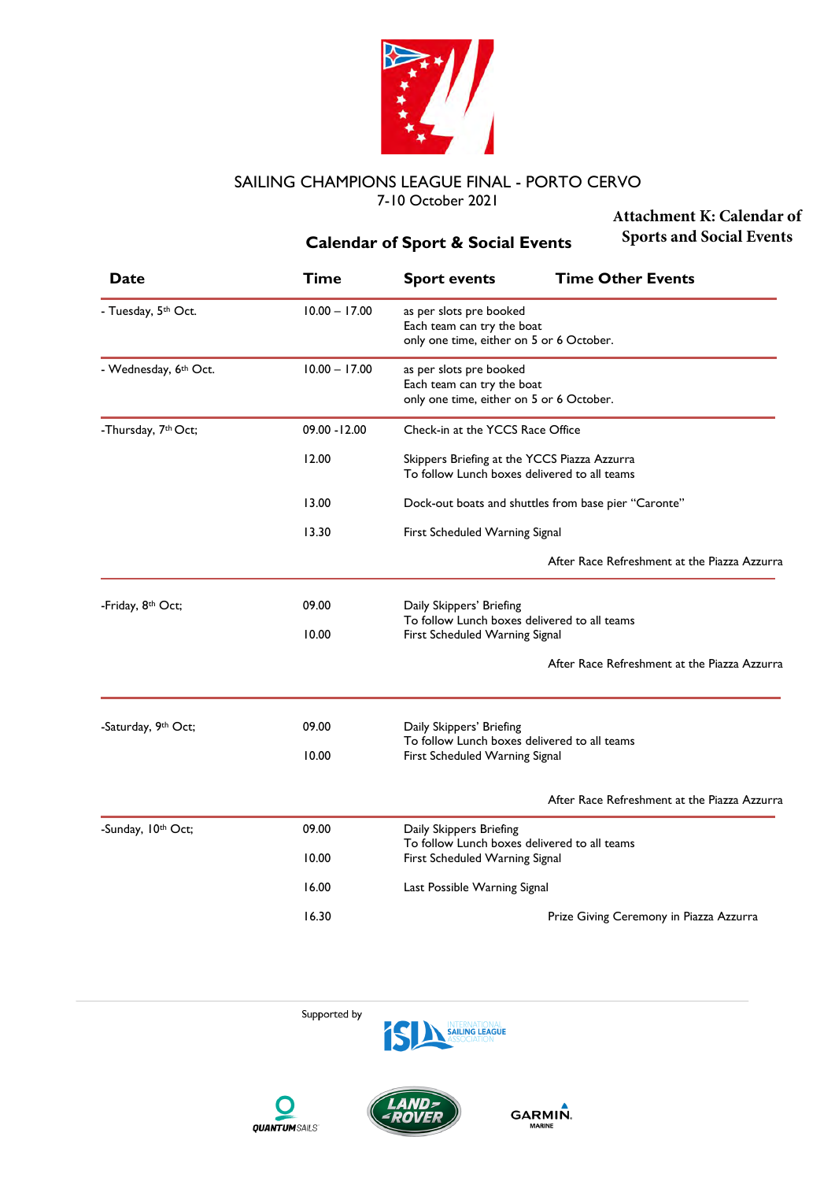SAILING CHAMPIONS LEAGUE FINAL - PORTO CERVO

7-10 October 2021

**Attachment K: Calendar of Sports and Social Events**

## Calendar of Sport & Social Events

| Date | Time | Sport events | Time Other Events |
|---|---|---|---|
| - Tuesday, 5th Oct. | 10.00 – 17.00 | as per slots pre booked<br>Each team can try the boat<br>only one time, either on 5 or 6 October. | |
| - Wednesday, 6th Oct. | 10.00 – 17.00 | as per slots pre booked<br>Each team can try the boat<br>only one time, either on 5 or 6 October. | |
| -Thursday, 7th Oct; | 09.00 -12.00 | Check-in at the YCCS Race Office | |
| | 12.00 | Skippers Briefing at the YCCS Piazza Azzurra<br>To follow Lunch boxes delivered to all teams | |
| | 13.00 | Dock-out boats and shuttles from base pier "Caronte" | |
| | 13.30 | First Scheduled Warning Signal | |
| | | | After Race Refreshment at the Piazza Azzurra |
| -Friday, 8th Oct; | 09.00 | Daily Skippers' Briefing<br>To follow Lunch boxes delivered to all teams | |
| | 10.00 | First Scheduled Warning Signal | |
| | | | After Race Refreshment at the Piazza Azzurra |
| -Saturday, 9th Oct; | 09.00 | Daily Skippers' Briefing<br>To follow Lunch boxes delivered to all teams | |
| | 10.00 | First Scheduled Warning Signal | |
| | | | After Race Refreshment at the Piazza Azzurra |
| -Sunday, 10th Oct; | 09.00 | Daily Skippers Briefing<br>To follow Lunch boxes delivered to all teams | |
| | 10.00 | First Scheduled Warning Signal | |
| | 16.00 | Last Possible Warning Signal | |
| | 16.30 | | Prize Giving Ceremony in Piazza Azzurra |

Supported by

ISL INTERNATIONAL SAILING LEAGUE ASSOCIATION

QUANTUM SAILS · LAND ROVER · GARMIN MARINE